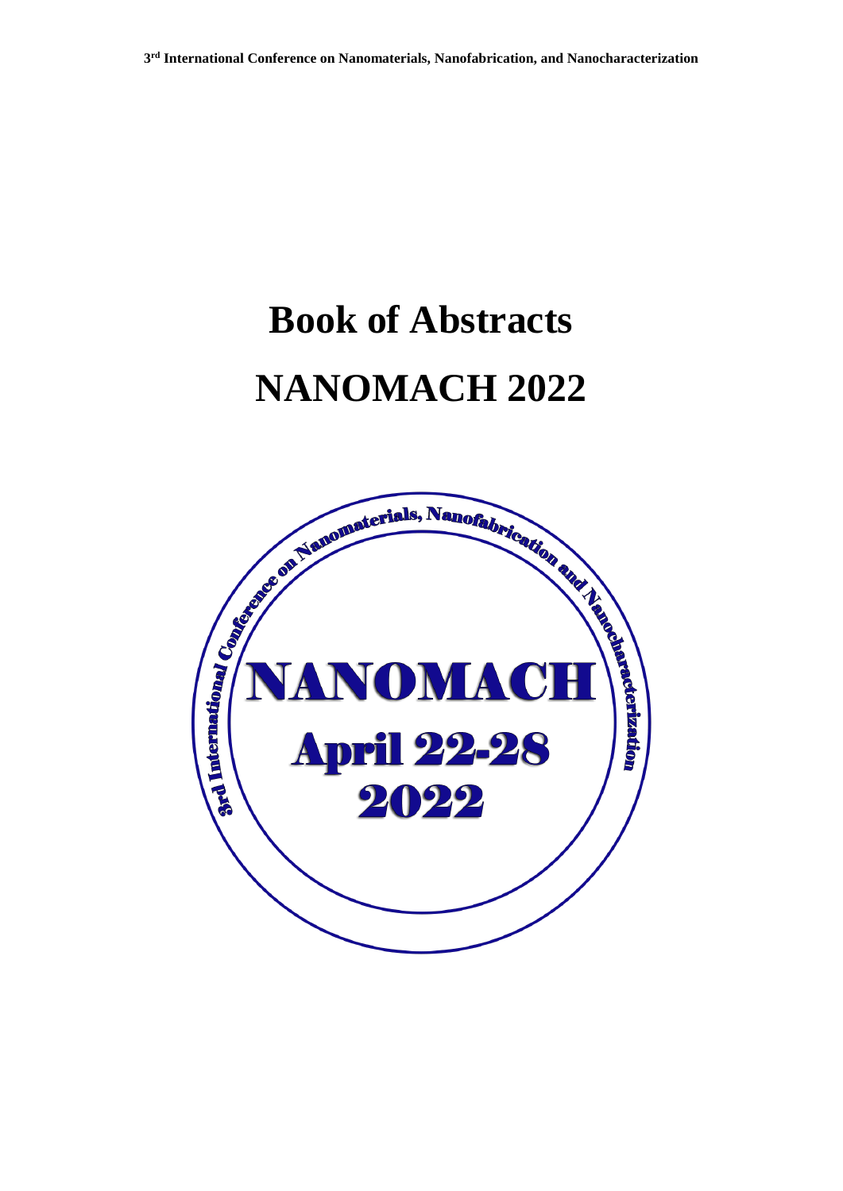# Book of Abstracts

# NANOMACH 2022

3rd International Conference on Nanomaterials, Nanofabrication and Nanocharacterization

NANOMACH

April 22-28

2022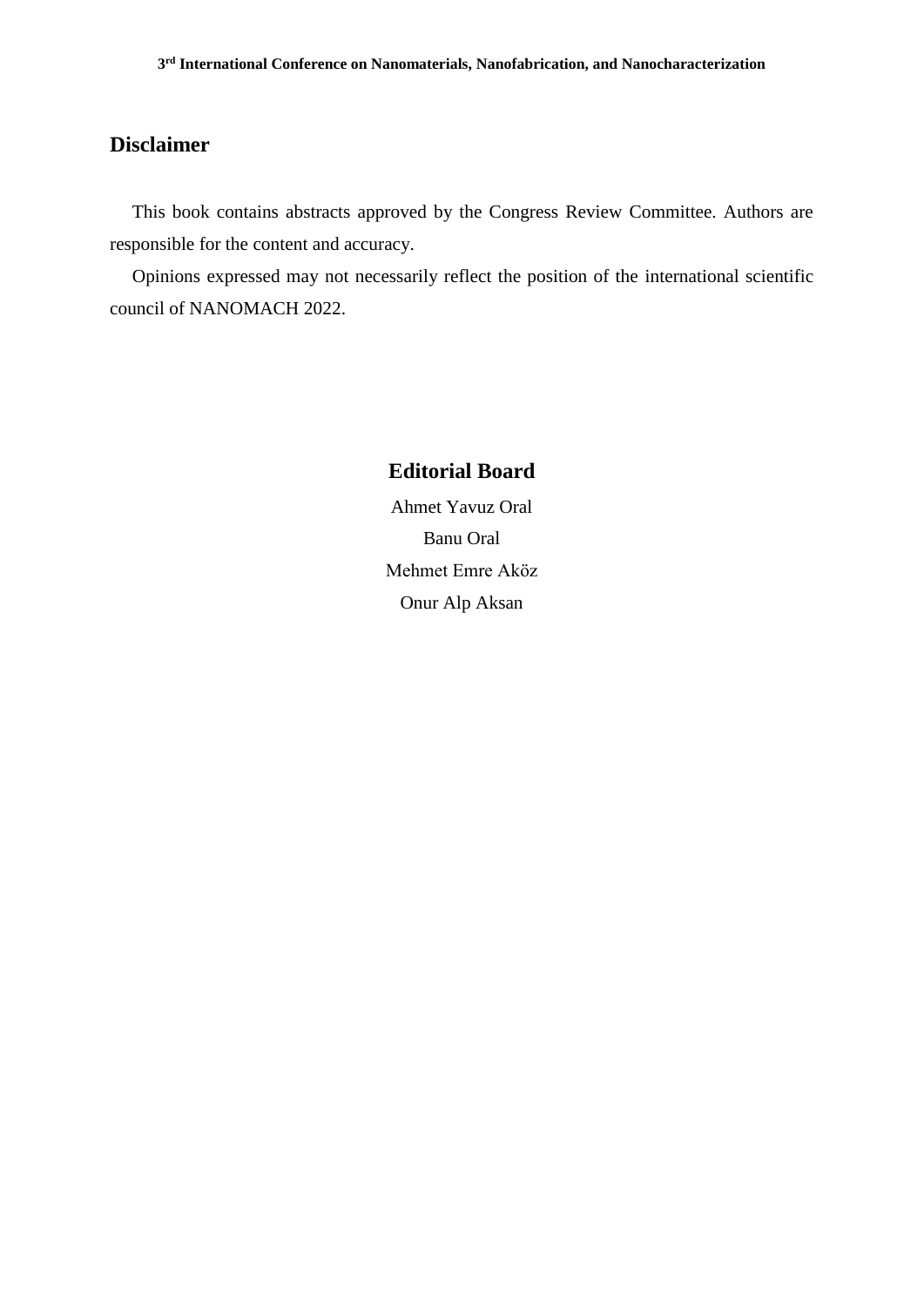## Disclaimer

This book contains abstracts approved by the Congress Review Committee. Authors are responsible for the content and accuracy.

Opinions expressed may not necessarily reflect the position of the international scientific council of NANOMACH 2022.

## Editorial Board

Ahmet Yavuz Oral

Banu Oral

Mehmet Emre Aköz

Onur Alp Aksan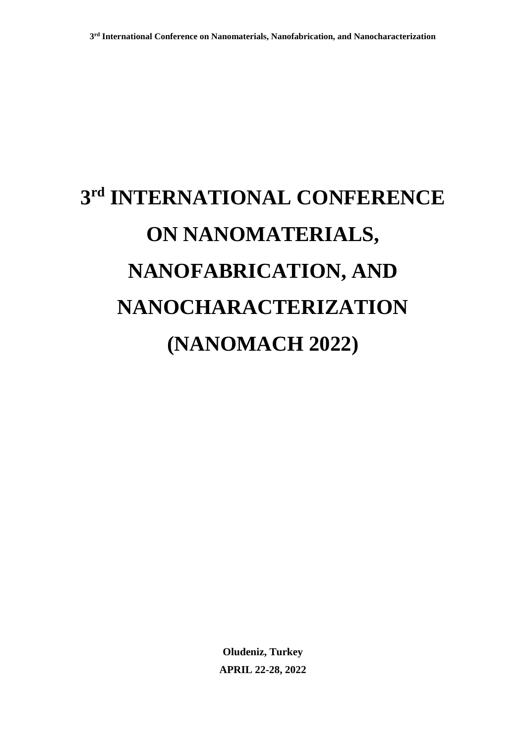# 3rd INTERNATIONAL CONFERENCE ON NANOMATERIALS, NANOFABRICATION, AND NANOCHARACTERIZATION (NANOMACH 2022)

**Oludeniz, Turkey**

**APRIL 22-28, 2022**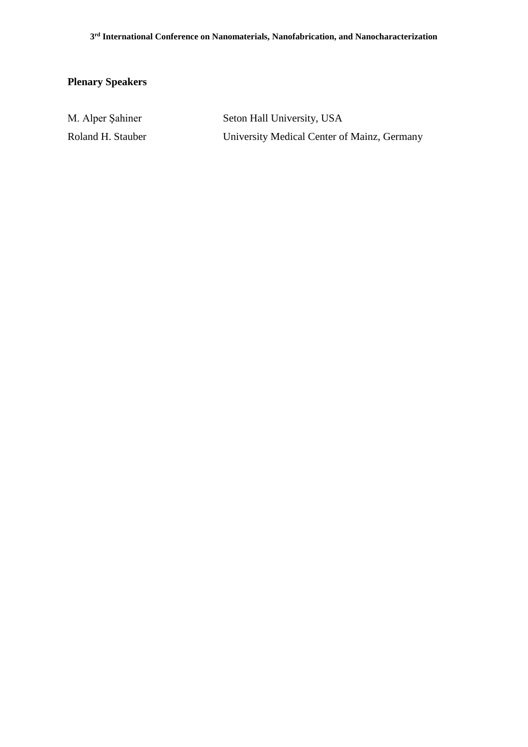## Plenary Speakers

| | |
|---|---|
| M. Alper Şahiner | Seton Hall University, USA |
| Roland H. Stauber | University Medical Center of Mainz, Germany |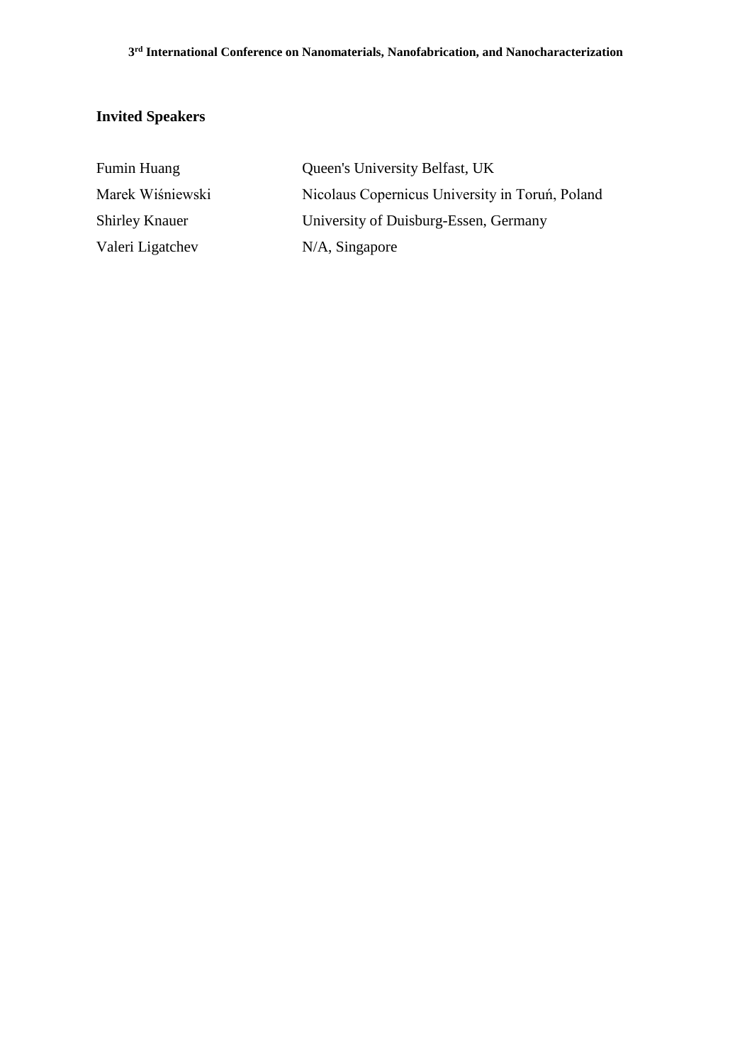## Invited Speakers

| | |
|---|---|
| Fumin Huang | Queen's University Belfast, UK |
| Marek Wiśniewski | Nicolaus Copernicus University in Toruń, Poland |
| Shirley Knauer | University of Duisburg-Essen, Germany |
| Valeri Ligatchev | N/A, Singapore |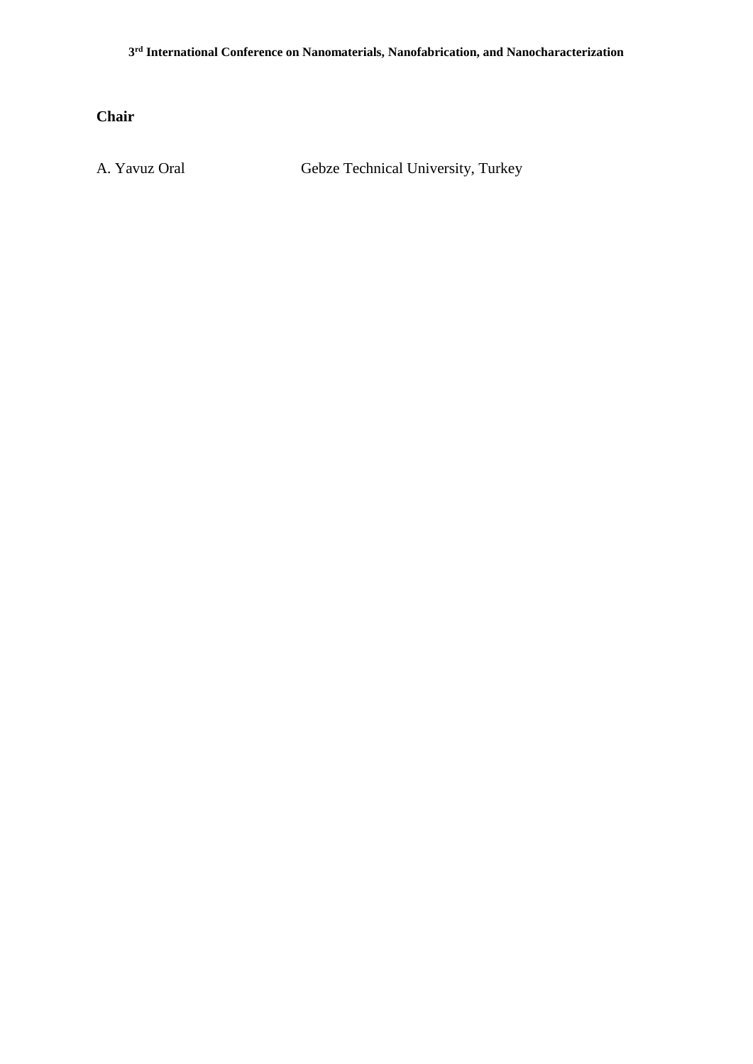## Chair

| | |
|---|---|
| A. Yavuz Oral | Gebze Technical University, Turkey |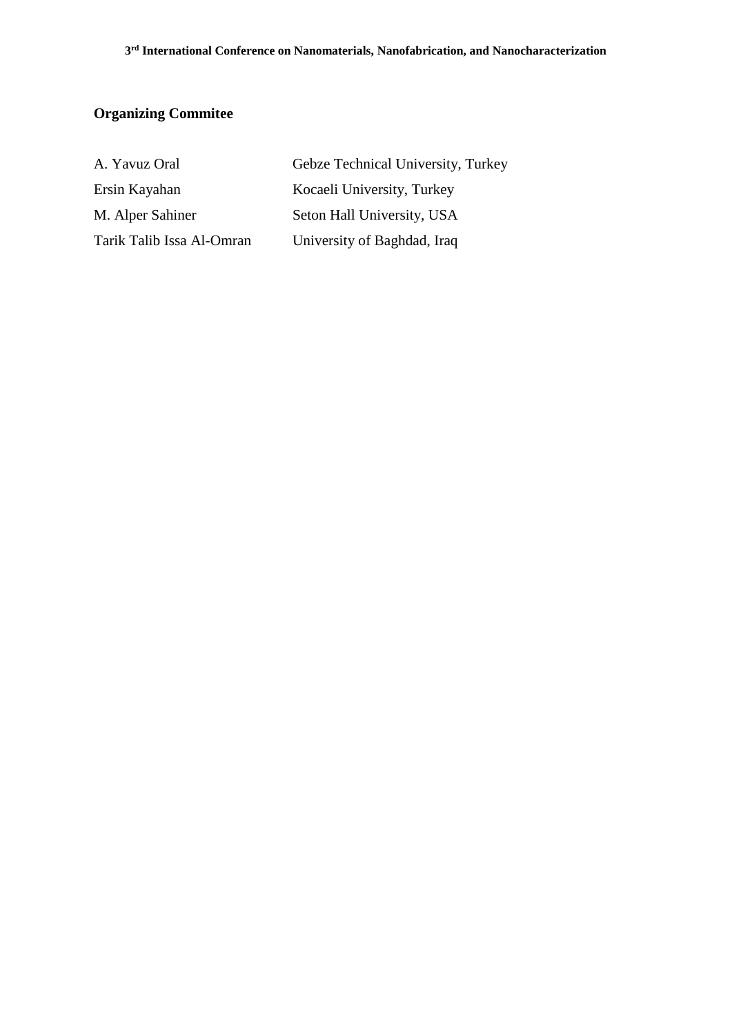## Organizing Commitee

| | |
|---|---|
| A. Yavuz Oral | Gebze Technical University, Turkey |
| Ersin Kayahan | Kocaeli University, Turkey |
| M. Alper Sahiner | Seton Hall University, USA |
| Tarik Talib Issa Al-Omran | University of Baghdad, Iraq |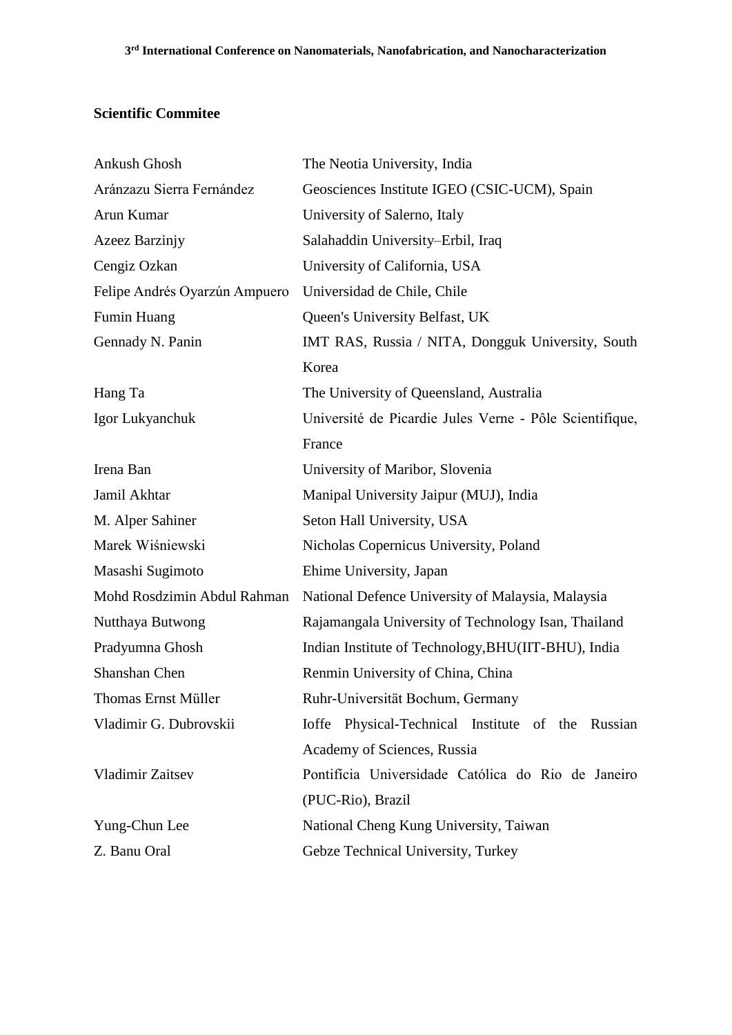**Scientific Commitee**

| | |
|---|---|
| Ankush Ghosh | The Neotia University, India |
| Aránzazu Sierra Fernández | Geosciences Institute IGEO (CSIC-UCM), Spain |
| Arun Kumar | University of Salerno, Italy |
| Azeez Barzinjy | Salahaddin University–Erbil, Iraq |
| Cengiz Ozkan | University of California, USA |
| Felipe Andrés Oyarzún Ampuero | Universidad de Chile, Chile |
| Fumin Huang | Queen's University Belfast, UK |
| Gennady N. Panin | IMT RAS, Russia / NITA, Dongguk University, South Korea |
| Hang Ta | The University of Queensland, Australia |
| Igor Lukyanchuk | Université de Picardie Jules Verne - Pôle Scientifique, France |
| Irena Ban | University of Maribor, Slovenia |
| Jamil Akhtar | Manipal University Jaipur (MUJ), India |
| M. Alper Sahiner | Seton Hall University, USA |
| Marek Wiśniewski | Nicholas Copernicus University, Poland |
| Masashi Sugimoto | Ehime University, Japan |
| Mohd Rosdzimin Abdul Rahman | National Defence University of Malaysia, Malaysia |
| Nutthaya Butwong | Rajamangala University of Technology Isan, Thailand |
| Pradyumna Ghosh | Indian Institute of Technology,BHU(IIT-BHU), India |
| Shanshan Chen | Renmin University of China, China |
| Thomas Ernst Müller | Ruhr-Universität Bochum, Germany |
| Vladimir G. Dubrovskii | Ioffe Physical-Technical Institute of the Russian Academy of Sciences, Russia |
| Vladimir Zaitsev | Pontifícia Universidade Católica do Rio de Janeiro (PUC-Rio), Brazil |
| Yung-Chun Lee | National Cheng Kung University, Taiwan |
| Z. Banu Oral | Gebze Technical University, Turkey |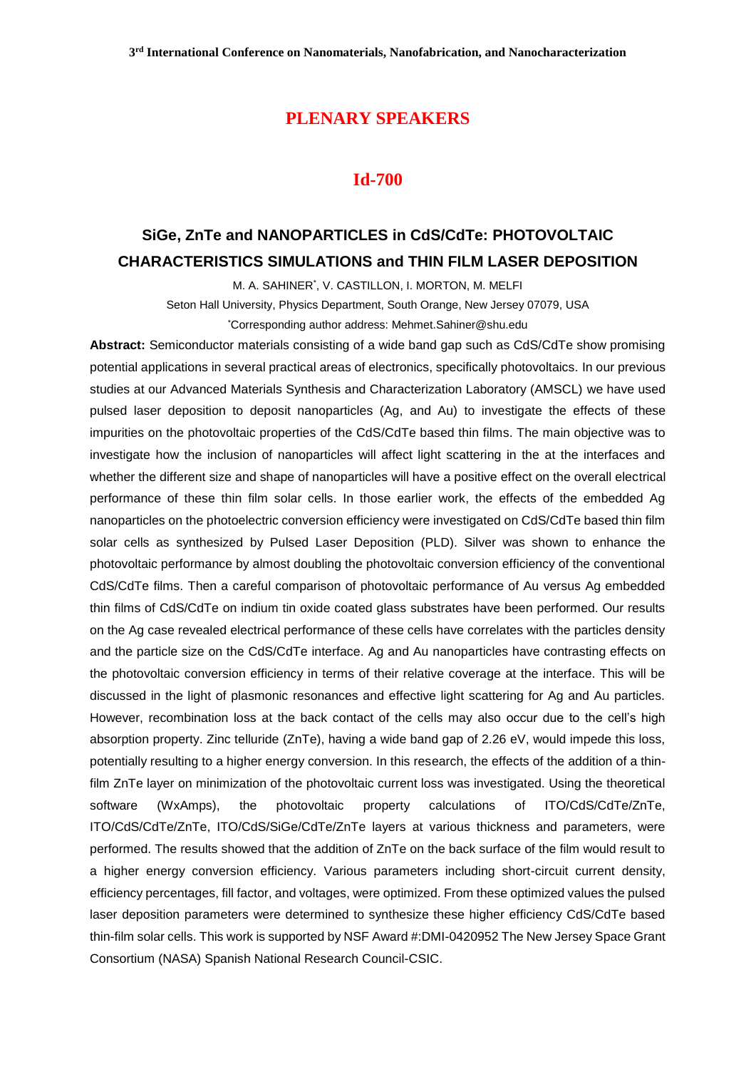## PLENARY SPEAKERS

### Id-700

### SiGe, ZnTe and NANOPARTICLES in CdS/CdTe: PHOTOVOLTAIC CHARACTERISTICS SIMULATIONS and THIN FILM LASER DEPOSITION

M. A. SAHINER*, V. CASTILLON, I. MORTON, M. MELFI

Seton Hall University, Physics Department, South Orange, New Jersey 07079, USA

*Corresponding author address: Mehmet.Sahiner@shu.edu

**Abstract:** Semiconductor materials consisting of a wide band gap such as CdS/CdTe show promising potential applications in several practical areas of electronics, specifically photovoltaics. In our previous studies at our Advanced Materials Synthesis and Characterization Laboratory (AMSCL) we have used pulsed laser deposition to deposit nanoparticles (Ag, and Au) to investigate the effects of these impurities on the photovoltaic properties of the CdS/CdTe based thin films. The main objective was to investigate how the inclusion of nanoparticles will affect light scattering in the at the interfaces and whether the different size and shape of nanoparticles will have a positive effect on the overall electrical performance of these thin film solar cells. In those earlier work, the effects of the embedded Ag nanoparticles on the photoelectric conversion efficiency were investigated on CdS/CdTe based thin film solar cells as synthesized by Pulsed Laser Deposition (PLD). Silver was shown to enhance the photovoltaic performance by almost doubling the photovoltaic conversion efficiency of the conventional CdS/CdTe films. Then a careful comparison of photovoltaic performance of Au versus Ag embedded thin films of CdS/CdTe on indium tin oxide coated glass substrates have been performed. Our results on the Ag case revealed electrical performance of these cells have correlates with the particles density and the particle size on the CdS/CdTe interface. Ag and Au nanoparticles have contrasting effects on the photovoltaic conversion efficiency in terms of their relative coverage at the interface. This will be discussed in the light of plasmonic resonances and effective light scattering for Ag and Au particles. However, recombination loss at the back contact of the cells may also occur due to the cell's high absorption property. Zinc telluride (ZnTe), having a wide band gap of 2.26 eV, would impede this loss, potentially resulting to a higher energy conversion. In this research, the effects of the addition of a thin-film ZnTe layer on minimization of the photovoltaic current loss was investigated. Using the theoretical software (WxAmps), the photovoltaic property calculations of ITO/CdS/CdTe/ZnTe, ITO/CdS/CdTe/ZnTe, ITO/CdS/SiGe/CdTe/ZnTe layers at various thickness and parameters, were performed. The results showed that the addition of ZnTe on the back surface of the film would result to a higher energy conversion efficiency. Various parameters including short-circuit current density, efficiency percentages, fill factor, and voltages, were optimized. From these optimized values the pulsed laser deposition parameters were determined to synthesize these higher efficiency CdS/CdTe based thin-film solar cells. This work is supported by NSF Award #:DMI-0420952 The New Jersey Space Grant Consortium (NASA) Spanish National Research Council-CSIC.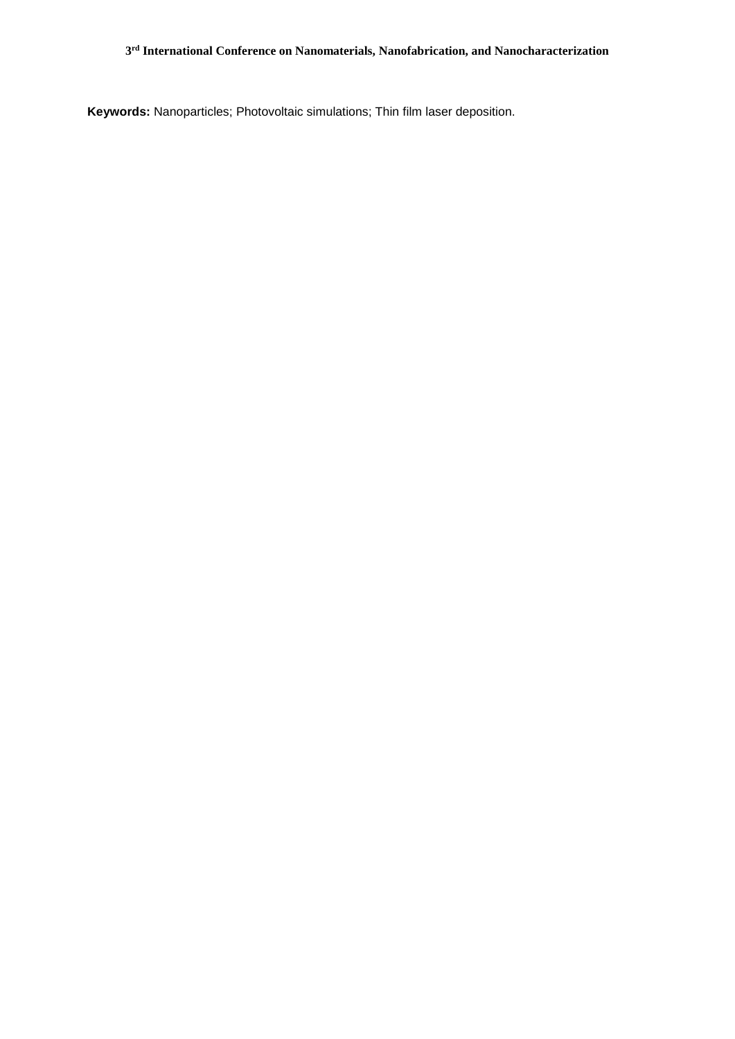**Keywords:** Nanoparticles; Photovoltaic simulations; Thin film laser deposition.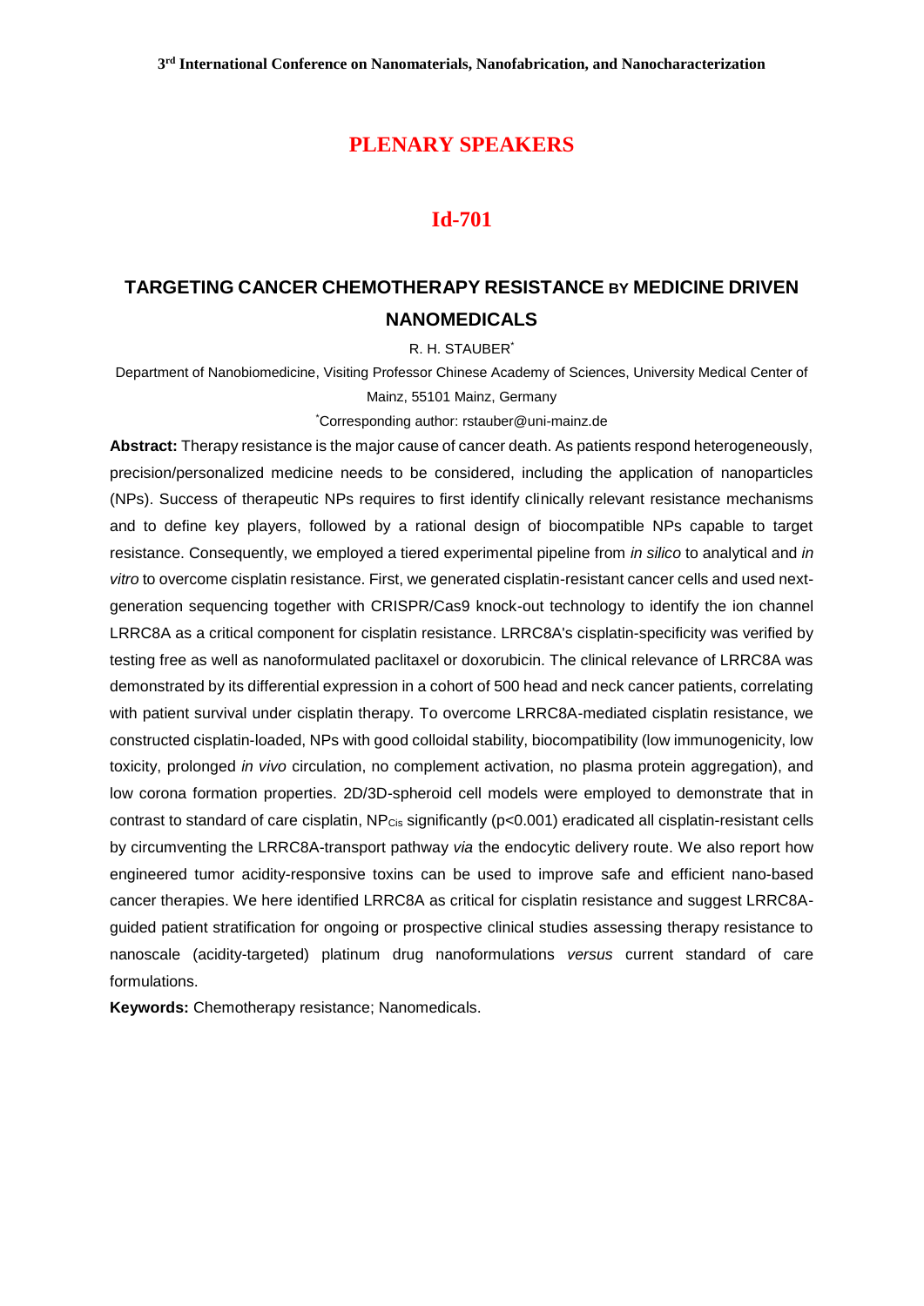## PLENARY SPEAKERS

## Id-701

### TARGETING CANCER CHEMOTHERAPY RESISTANCE BY MEDICINE DRIVEN NANOMEDICALS

R. H. STAUBER*

Department of Nanobiomedicine, Visiting Professor Chinese Academy of Sciences, University Medical Center of Mainz, 55101 Mainz, Germany

*Corresponding author: rstauber@uni-mainz.de

**Abstract:** Therapy resistance is the major cause of cancer death. As patients respond heterogeneously, precision/personalized medicine needs to be considered, including the application of nanoparticles (NPs). Success of therapeutic NPs requires to first identify clinically relevant resistance mechanisms and to define key players, followed by a rational design of biocompatible NPs capable to target resistance. Consequently, we employed a tiered experimental pipeline from *in silico* to analytical and *in vitro* to overcome cisplatin resistance. First, we generated cisplatin-resistant cancer cells and used next-generation sequencing together with CRISPR/Cas9 knock-out technology to identify the ion channel LRRC8A as a critical component for cisplatin resistance. LRRC8A's cisplatin-specificity was verified by testing free as well as nanoformulated paclitaxel or doxorubicin. The clinical relevance of LRRC8A was demonstrated by its differential expression in a cohort of 500 head and neck cancer patients, correlating with patient survival under cisplatin therapy. To overcome LRRC8A-mediated cisplatin resistance, we constructed cisplatin-loaded, NPs with good colloidal stability, biocompatibility (low immunogenicity, low toxicity, prolonged *in vivo* circulation, no complement activation, no plasma protein aggregation), and low corona formation properties. 2D/3D-spheroid cell models were employed to demonstrate that in contrast to standard of care cisplatin, $NP_{Cis}$ significantly ($p<0.001$) eradicated all cisplatin-resistant cells by circumventing the LRRC8A-transport pathway *via* the endocytic delivery route. We also report how engineered tumor acidity-responsive toxins can be used to improve safe and efficient nano-based cancer therapies. We here identified LRRC8A as critical for cisplatin resistance and suggest LRRC8A-guided patient stratification for ongoing or prospective clinical studies assessing therapy resistance to nanoscale (acidity-targeted) platinum drug nanoformulations *versus* current standard of care formulations.

**Keywords:** Chemotherapy resistance; Nanomedicals.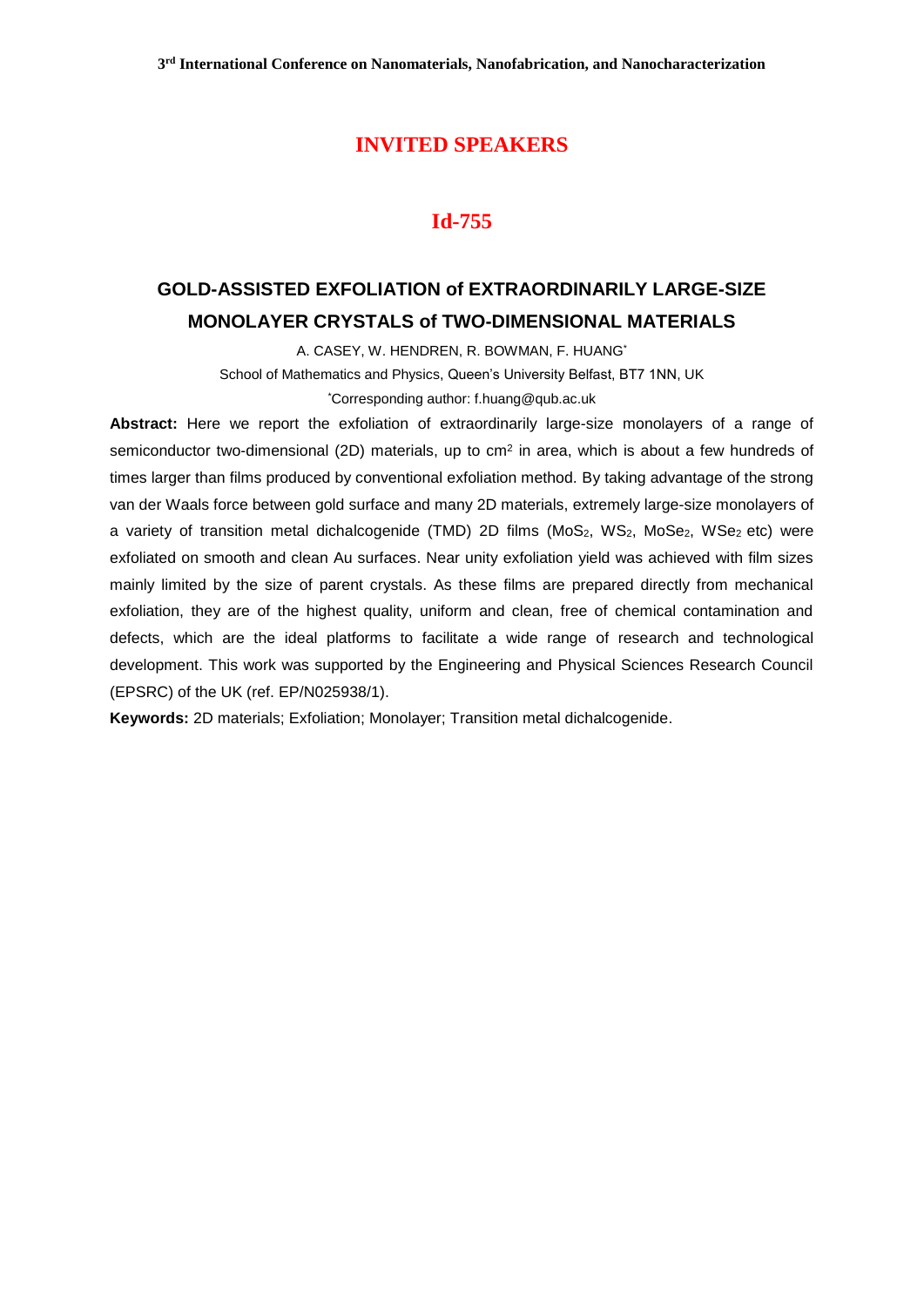## INVITED SPEAKERS

### Id-755

### GOLD-ASSISTED EXFOLIATION of EXTRAORDINARILY LARGE-SIZE MONOLAYER CRYSTALS of TWO-DIMENSIONAL MATERIALS

A. CASEY, W. HENDREN, R. BOWMAN, F. HUANG*

School of Mathematics and Physics, Queen's University Belfast, BT7 1NN, UK

*Corresponding author: f.huang@qub.ac.uk

**Abstract:** Here we report the exfoliation of extraordinarily large-size monolayers of a range of semiconductor two-dimensional (2D) materials, up to $cm^2$ in area, which is about a few hundreds of times larger than films produced by conventional exfoliation method. By taking advantage of the strong van der Waals force between gold surface and many 2D materials, extremely large-size monolayers of a variety of transition metal dichalcogenide (TMD) 2D films ($MoS_2$, $WS_2$, $MoSe_2$, $WSe_2$ etc) were exfoliated on smooth and clean Au surfaces. Near unity exfoliation yield was achieved with film sizes mainly limited by the size of parent crystals. As these films are prepared directly from mechanical exfoliation, they are of the highest quality, uniform and clean, free of chemical contamination and defects, which are the ideal platforms to facilitate a wide range of research and technological development. This work was supported by the Engineering and Physical Sciences Research Council (EPSRC) of the UK (ref. EP/N025938/1).

**Keywords:** 2D materials; Exfoliation; Monolayer; Transition metal dichalcogenide.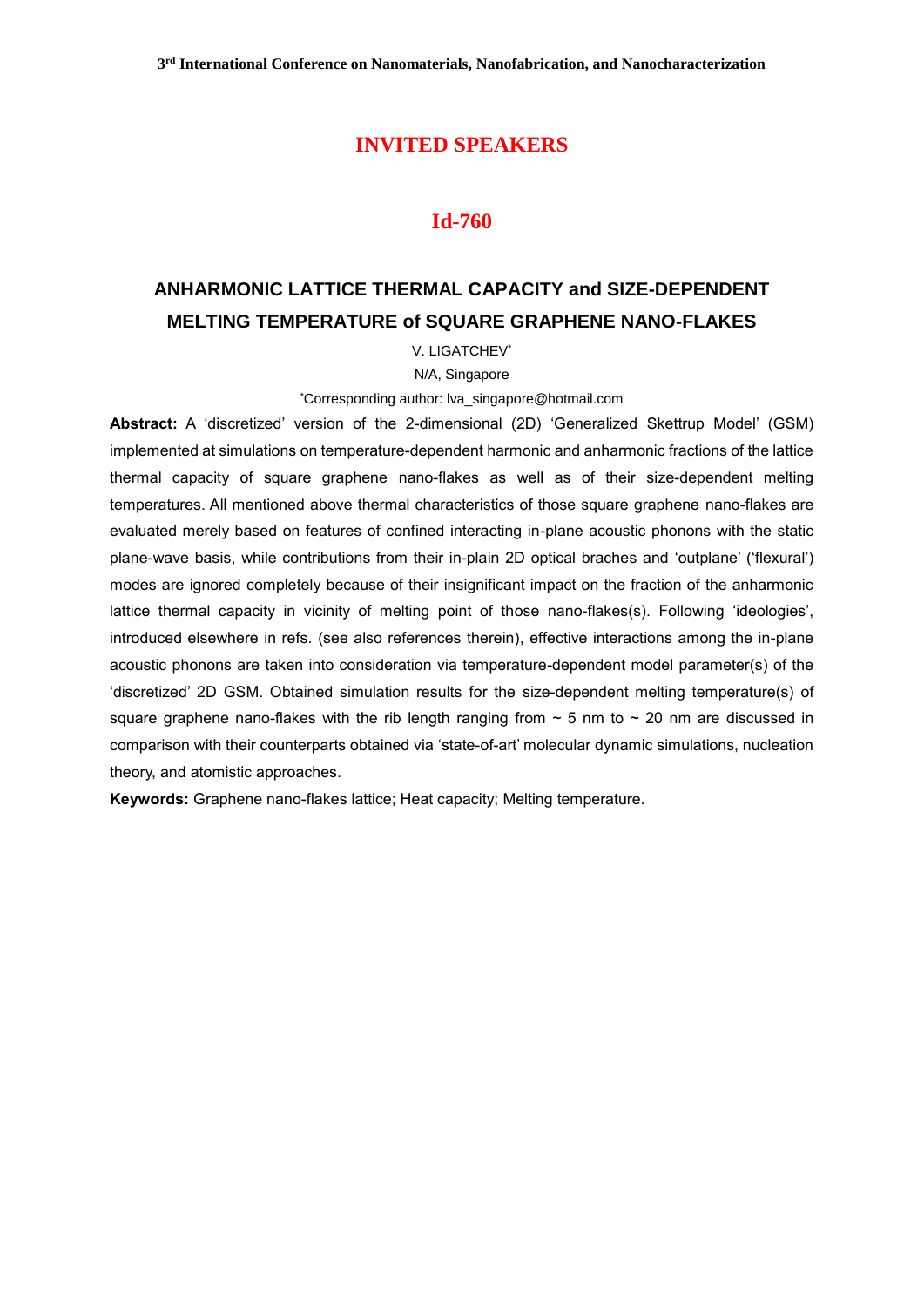# INVITED SPEAKERS

## Id-760

### ANHARMONIC LATTICE THERMAL CAPACITY and SIZE-DEPENDENT MELTING TEMPERATURE of SQUARE GRAPHENE NANO-FLAKES

V. LIGATCHEV*

N/A, Singapore

*Corresponding author: lva_singapore@hotmail.com

**Abstract:** A 'discretized' version of the 2-dimensional (2D) 'Generalized Skettrup Model' (GSM) implemented at simulations on temperature-dependent harmonic and anharmonic fractions of the lattice thermal capacity of square graphene nano-flakes as well as of their size-dependent melting temperatures. All mentioned above thermal characteristics of those square graphene nano-flakes are evaluated merely based on features of confined interacting in-plane acoustic phonons with the static plane-wave basis, while contributions from their in-plain 2D optical braches and 'outplane' ('flexural') modes are ignored completely because of their insignificant impact on the fraction of the anharmonic lattice thermal capacity in vicinity of melting point of those nano-flakes(s). Following 'ideologies', introduced elsewhere in refs. (see also references therein), effective interactions among the in-plane acoustic phonons are taken into consideration via temperature-dependent model parameter(s) of the 'discretized' 2D GSM. Obtained simulation results for the size-dependent melting temperature(s) of square graphene nano-flakes with the rib length ranging from ~ 5 nm to ~ 20 nm are discussed in comparison with their counterparts obtained via 'state-of-art' molecular dynamic simulations, nucleation theory, and atomistic approaches.

**Keywords:** Graphene nano-flakes lattice; Heat capacity; Melting temperature.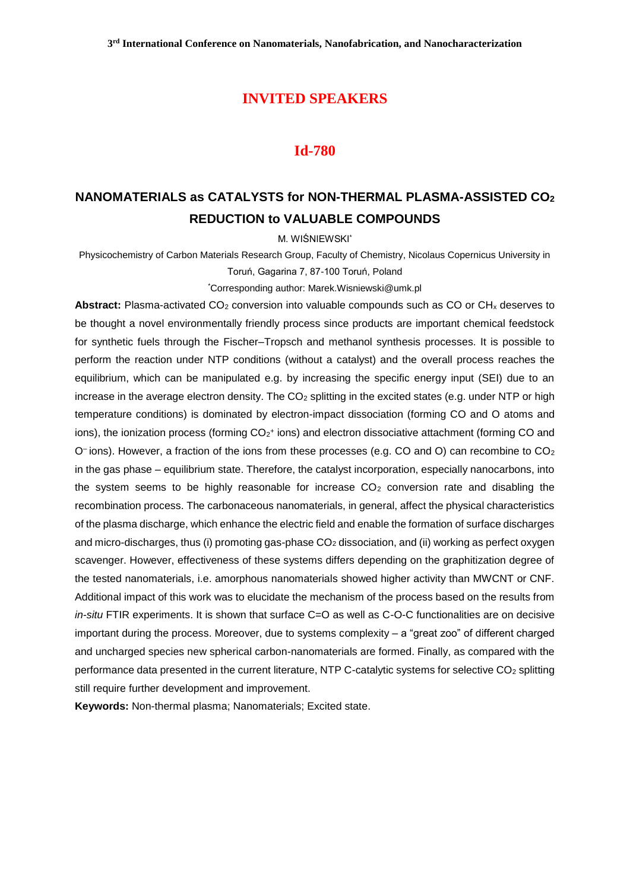# INVITED SPEAKERS

## Id-780

### NANOMATERIALS as CATALYSTS for NON-THERMAL PLASMA-ASSISTED $CO_2$ REDUCTION to VALUABLE COMPOUNDS

M. WIŚNIEWSKI*

Physicochemistry of Carbon Materials Research Group, Faculty of Chemistry, Nicolaus Copernicus University in Toruń, Gagarina 7, 87-100 Toruń, Poland

*Corresponding author: Marek.Wisniewski@umk.pl

**Abstract:** Plasma-activated $CO_2$ conversion into valuable compounds such as CO or $CH_x$ deserves to be thought a novel environmentally friendly process since products are important chemical feedstock for synthetic fuels through the Fischer–Tropsch and methanol synthesis processes. It is possible to perform the reaction under NTP conditions (without a catalyst) and the overall process reaches the equilibrium, which can be manipulated e.g. by increasing the specific energy input (SEI) due to an increase in the average electron density. The $CO_2$ splitting in the excited states (e.g. under NTP or high temperature conditions) is dominated by electron-impact dissociation (forming CO and O atoms and ions), the ionization process (forming $CO_2^+$ ions) and electron dissociative attachment (forming CO and $O^-$ ions). However, a fraction of the ions from these processes (e.g. CO and O) can recombine to $CO_2$ in the gas phase – equilibrium state. Therefore, the catalyst incorporation, especially nanocarbons, into the system seems to be highly reasonable for increase $CO_2$ conversion rate and disabling the recombination process. The carbonaceous nanomaterials, in general, affect the physical characteristics of the plasma discharge, which enhance the electric field and enable the formation of surface discharges and micro-discharges, thus (i) promoting gas-phase $CO_2$ dissociation, and (ii) working as perfect oxygen scavenger. However, effectiveness of these systems differs depending on the graphitization degree of the tested nanomaterials, i.e. amorphous nanomaterials showed higher activity than MWCNT or CNF. Additional impact of this work was to elucidate the mechanism of the process based on the results from *in-situ* FTIR experiments. It is shown that surface C=O as well as C-O-C functionalities are on decisive important during the process. Moreover, due to systems complexity – a "great zoo" of different charged and uncharged species new spherical carbon-nanomaterials are formed. Finally, as compared with the performance data presented in the current literature, NTP C-catalytic systems for selective $CO_2$ splitting still require further development and improvement.

**Keywords:** Non-thermal plasma; Nanomaterials; Excited state.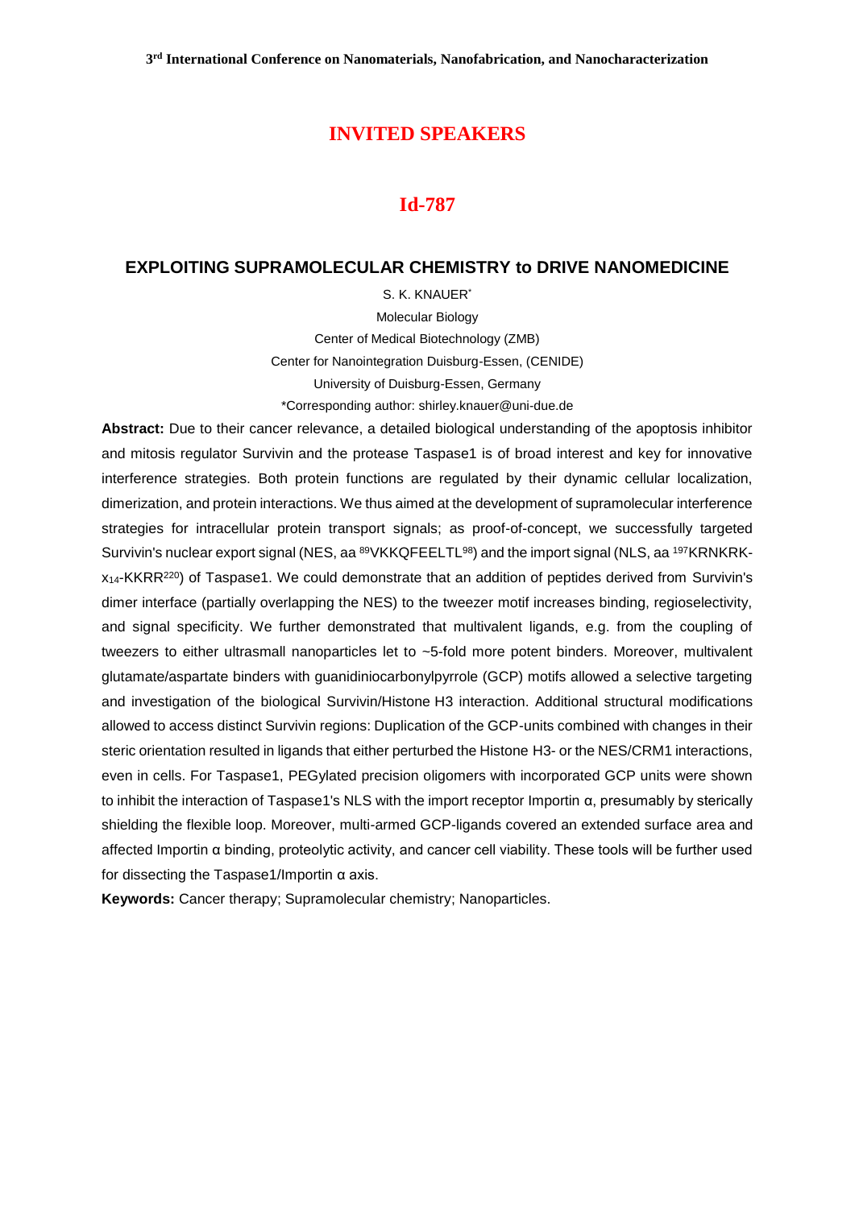## INVITED SPEAKERS

## Id-787

### EXPLOITING SUPRAMOLECULAR CHEMISTRY to DRIVE NANOMEDICINE

S. K. KNAUER*

Molecular Biology

Center of Medical Biotechnology (ZMB)

Center for Nanointegration Duisburg-Essen, (CENIDE)

University of Duisburg-Essen, Germany

*Corresponding author: shirley.knauer@uni-due.de

**Abstract:** Due to their cancer relevance, a detailed biological understanding of the apoptosis inhibitor and mitosis regulator Survivin and the protease Taspase1 is of broad interest and key for innovative interference strategies. Both protein functions are regulated by their dynamic cellular localization, dimerization, and protein interactions. We thus aimed at the development of supramolecular interference strategies for intracellular protein transport signals; as proof-of-concept, we successfully targeted Survivin's nuclear export signal (NES, aa $^{89}$VKKQFEELTL$^{98}$) and the import signal (NLS, aa $^{197}$KRNKRK-$x_{14}$-KKRR$^{220}$) of Taspase1. We could demonstrate that an addition of peptides derived from Survivin's dimer interface (partially overlapping the NES) to the tweezer motif increases binding, regioselectivity, and signal specificity. We further demonstrated that multivalent ligands, e.g. from the coupling of tweezers to either ultrasmall nanoparticles let to ~5-fold more potent binders. Moreover, multivalent glutamate/aspartate binders with guanidiniocarbonylpyrrole (GCP) motifs allowed a selective targeting and investigation of the biological Survivin/Histone H3 interaction. Additional structural modifications allowed to access distinct Survivin regions: Duplication of the GCP-units combined with changes in their steric orientation resulted in ligands that either perturbed the Histone H3- or the NES/CRM1 interactions, even in cells. For Taspase1, PEGylated precision oligomers with incorporated GCP units were shown to inhibit the interaction of Taspase1's NLS with the import receptor Importin α, presumably by sterically shielding the flexible loop. Moreover, multi-armed GCP-ligands covered an extended surface area and affected Importin α binding, proteolytic activity, and cancer cell viability. These tools will be further used for dissecting the Taspase1/Importin α axis.

**Keywords:** Cancer therapy; Supramolecular chemistry; Nanoparticles.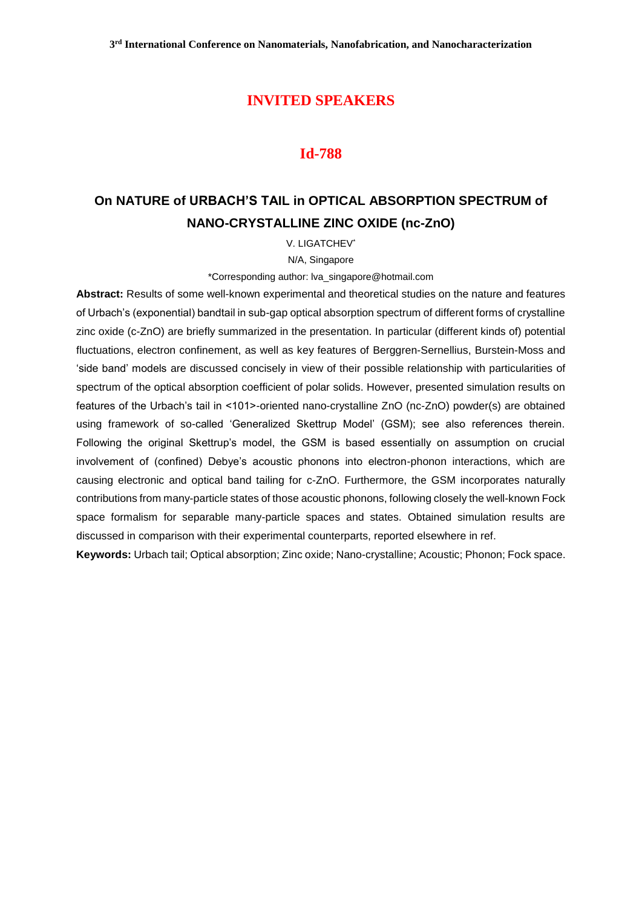## INVITED SPEAKERS

### Id-788

# On NATURE of URBACH'S TAIL in OPTICAL ABSORPTION SPECTRUM of NANO-CRYSTALLINE ZINC OXIDE (nc-ZnO)

V. LIGATCHEV*

N/A, Singapore

*Corresponding author: lva_singapore@hotmail.com

**Abstract:** Results of some well-known experimental and theoretical studies on the nature and features of Urbach's (exponential) bandtail in sub-gap optical absorption spectrum of different forms of crystalline zinc oxide (c-ZnO) are briefly summarized in the presentation. In particular (different kinds of) potential fluctuations, electron confinement, as well as key features of Berggren-Sernellius, Burstein-Moss and 'side band' models are discussed concisely in view of their possible relationship with particularities of spectrum of the optical absorption coefficient of polar solids. However, presented simulation results on features of the Urbach's tail in <101>-oriented nano-crystalline ZnO (nc-ZnO) powder(s) are obtained using framework of so-called 'Generalized Skettrup Model' (GSM); see also references therein. Following the original Skettrup's model, the GSM is based essentially on assumption on crucial involvement of (confined) Debye's acoustic phonons into electron-phonon interactions, which are causing electronic and optical band tailing for c-ZnO. Furthermore, the GSM incorporates naturally contributions from many-particle states of those acoustic phonons, following closely the well-known Fock space formalism for separable many-particle spaces and states. Obtained simulation results are discussed in comparison with their experimental counterparts, reported elsewhere in ref.

**Keywords:** Urbach tail; Optical absorption; Zinc oxide; Nano-crystalline; Acoustic; Phonon; Fock space.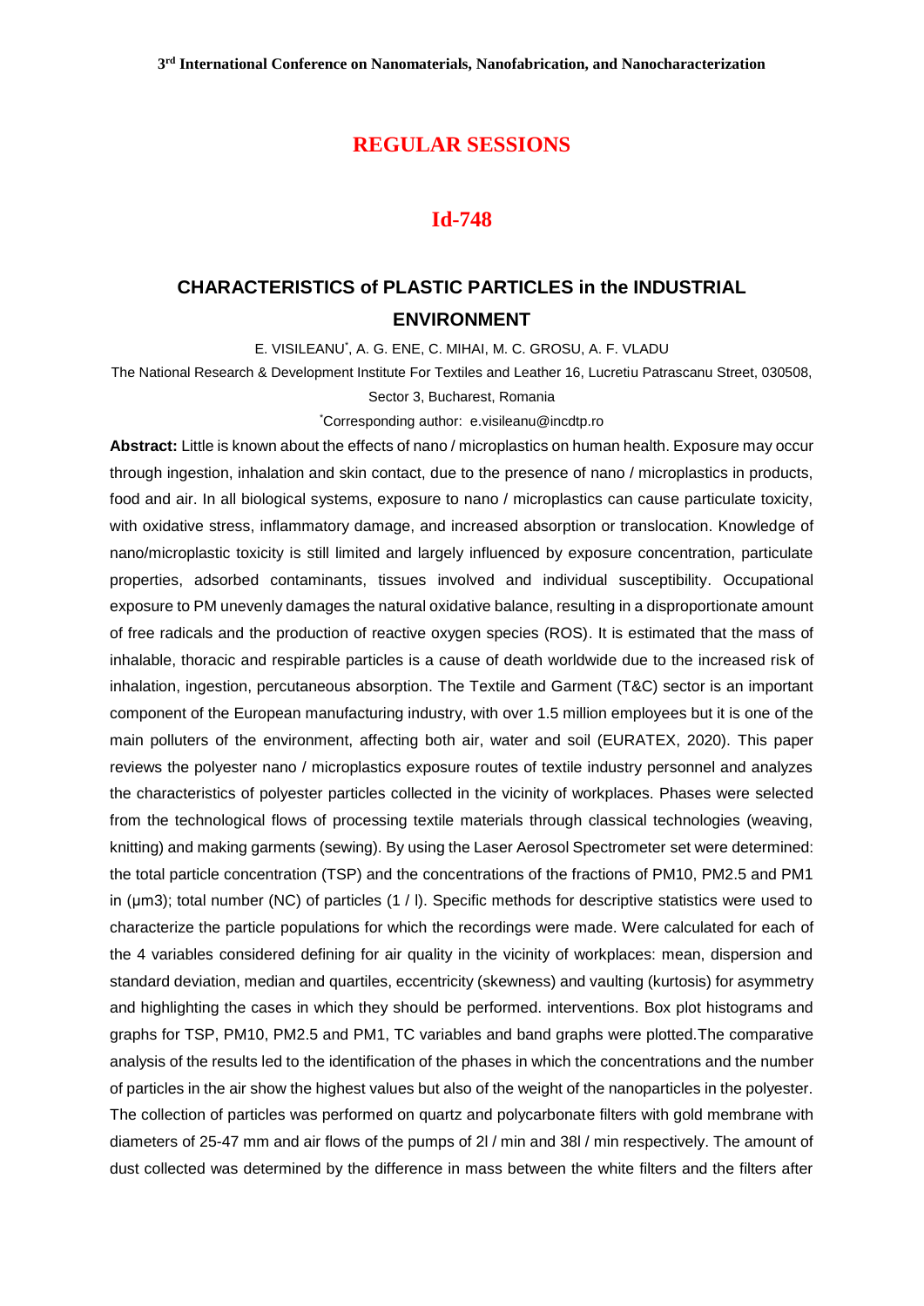# REGULAR SESSIONS

## Id-748

### CHARACTERISTICS of PLASTIC PARTICLES in the INDUSTRIAL ENVIRONMENT

E. VISILEANU*, A. G. ENE, C. MIHAI, M. C. GROSU, A. F. VLADU

The National Research & Development Institute For Textiles and Leather 16, Lucretiu Patrascanu Street, 030508, Sector 3, Bucharest, Romania

*Corresponding author: e.visileanu@incdtp.ro

**Abstract:** Little is known about the effects of nano / microplastics on human health. Exposure may occur through ingestion, inhalation and skin contact, due to the presence of nano / microplastics in products, food and air. In all biological systems, exposure to nano / microplastics can cause particulate toxicity, with oxidative stress, inflammatory damage, and increased absorption or translocation. Knowledge of nano/microplastic toxicity is still limited and largely influenced by exposure concentration, particulate properties, adsorbed contaminants, tissues involved and individual susceptibility. Occupational exposure to PM unevenly damages the natural oxidative balance, resulting in a disproportionate amount of free radicals and the production of reactive oxygen species (ROS). It is estimated that the mass of inhalable, thoracic and respirable particles is a cause of death worldwide due to the increased risk of inhalation, ingestion, percutaneous absorption. The Textile and Garment (T&C) sector is an important component of the European manufacturing industry, with over 1.5 million employees but it is one of the main polluters of the environment, affecting both air, water and soil (EURATEX, 2020). This paper reviews the polyester nano / microplastics exposure routes of textile industry personnel and analyzes the characteristics of polyester particles collected in the vicinity of workplaces. Phases were selected from the technological flows of processing textile materials through classical technologies (weaving, knitting) and making garments (sewing). By using the Laser Aerosol Spectrometer set were determined: the total particle concentration (TSP) and the concentrations of the fractions of PM10, PM2.5 and PM1 in ($\mu m^3$); total number (NC) of particles (1 / l). Specific methods for descriptive statistics were used to characterize the particle populations for which the recordings were made. Were calculated for each of the 4 variables considered defining for air quality in the vicinity of workplaces: mean, dispersion and standard deviation, median and quartiles, eccentricity (skewness) and vaulting (kurtosis) for asymmetry and highlighting the cases in which they should be performed. interventions. Box plot histograms and graphs for TSP, PM10, PM2.5 and PM1, TC variables and band graphs were plotted.The comparative analysis of the results led to the identification of the phases in which the concentrations and the number of particles in the air show the highest values but also of the weight of the nanoparticles in the polyester. The collection of particles was performed on quartz and polycarbonate filters with gold membrane with diameters of 25-47 mm and air flows of the pumps of 2l / min and 38l / min respectively. The amount of dust collected was determined by the difference in mass between the white filters and the filters after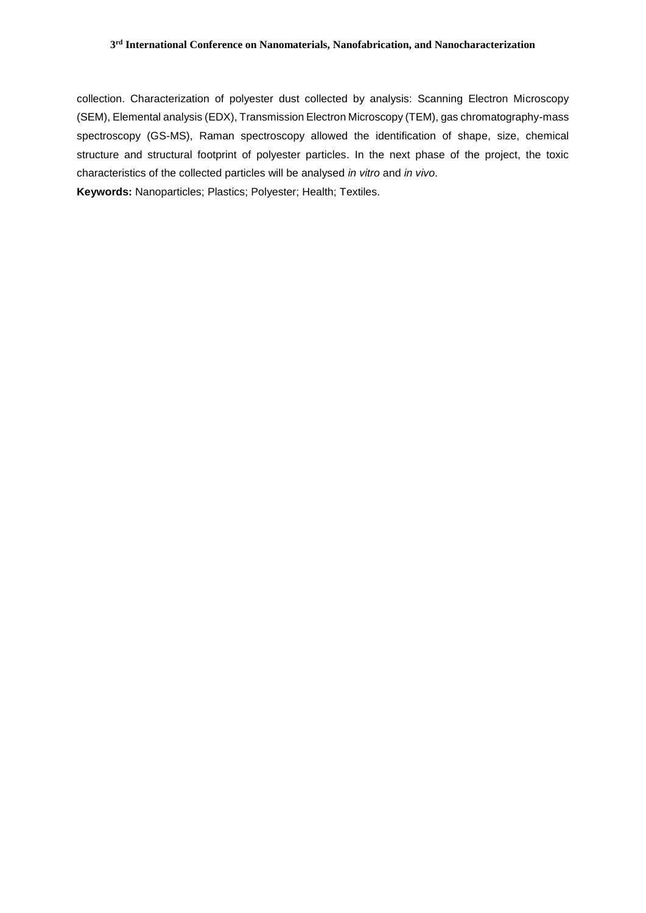collection. Characterization of polyester dust collected by analysis: Scanning Electron Microscopy (SEM), Elemental analysis (EDX), Transmission Electron Microscopy (TEM), gas chromatography-mass spectroscopy (GS-MS), Raman spectroscopy allowed the identification of shape, size, chemical structure and structural footprint of polyester particles. In the next phase of the project, the toxic characteristics of the collected particles will be analysed *in vitro* and *in vivo*.

**Keywords:** Nanoparticles; Plastics; Polyester; Health; Textiles.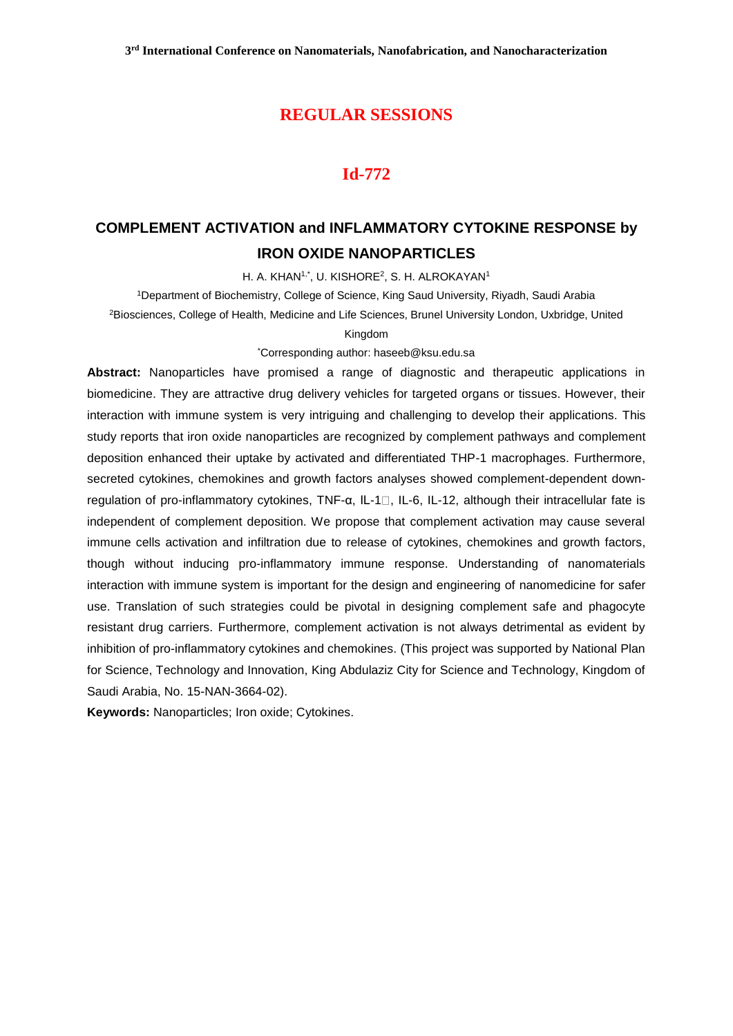## REGULAR SESSIONS

## Id-772

# COMPLEMENT ACTIVATION and INFLAMMATORY CYTOKINE RESPONSE by IRON OXIDE NANOPARTICLES

H. A. KHAN[1,*], U. KISHORE[2], S. H. ALROKAYAN[1]

[1]Department of Biochemistry, College of Science, King Saud University, Riyadh, Saudi Arabia

[2]Biosciences, College of Health, Medicine and Life Sciences, Brunel University London, Uxbridge, United Kingdom

[*]Corresponding author: haseeb@ksu.edu.sa

**Abstract:** Nanoparticles have promised a range of diagnostic and therapeutic applications in biomedicine. They are attractive drug delivery vehicles for targeted organs or tissues. However, their interaction with immune system is very intriguing and challenging to develop their applications. This study reports that iron oxide nanoparticles are recognized by complement pathways and complement deposition enhanced their uptake by activated and differentiated THP-1 macrophages. Furthermore, secreted cytokines, chemokines and growth factors analyses showed complement-dependent down-regulation of pro-inflammatory cytokines, TNF-α, IL-1□, IL-6, IL-12, although their intracellular fate is independent of complement deposition. We propose that complement activation may cause several immune cells activation and infiltration due to release of cytokines, chemokines and growth factors, though without inducing pro-inflammatory immune response. Understanding of nanomaterials interaction with immune system is important for the design and engineering of nanomedicine for safer use. Translation of such strategies could be pivotal in designing complement safe and phagocyte resistant drug carriers. Furthermore, complement activation is not always detrimental as evident by inhibition of pro-inflammatory cytokines and chemokines. (This project was supported by National Plan for Science, Technology and Innovation, King Abdulaziz City for Science and Technology, Kingdom of Saudi Arabia, No. 15-NAN-3664-02).

**Keywords:** Nanoparticles; Iron oxide; Cytokines.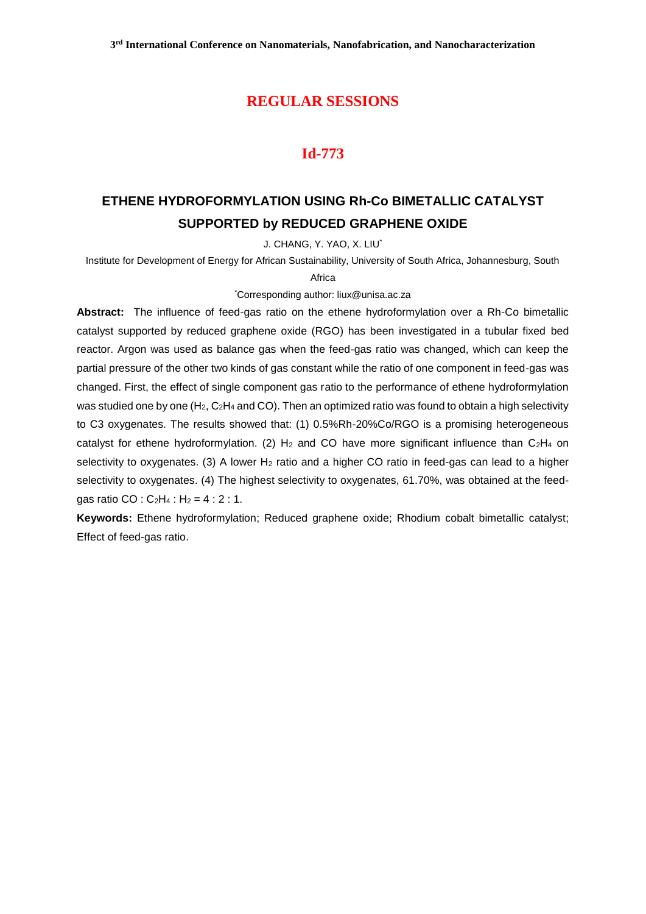## REGULAR SESSIONS

## Id-773

# ETHENE HYDROFORMYLATION USING Rh-Co BIMETALLIC CATALYST SUPPORTED by REDUCED GRAPHENE OXIDE

J. CHANG, Y. YAO, X. LIU*

Institute for Development of Energy for African Sustainability, University of South Africa, Johannesburg, South Africa

*Corresponding author: liux@unisa.ac.za

**Abstract:** The influence of feed-gas ratio on the ethene hydroformylation over a Rh-Co bimetallic catalyst supported by reduced graphene oxide (RGO) has been investigated in a tubular fixed bed reactor. Argon was used as balance gas when the feed-gas ratio was changed, which can keep the partial pressure of the other two kinds of gas constant while the ratio of one component in feed-gas was changed. First, the effect of single component gas ratio to the performance of ethene hydroformylation was studied one by one ($H_2$, $C_2H_4$ and CO). Then an optimized ratio was found to obtain a high selectivity to C3 oxygenates. The results showed that: (1) 0.5%Rh-20%Co/RGO is a promising heterogeneous catalyst for ethene hydroformylation. (2) $H_2$ and CO have more significant influence than $C_2H_4$ on selectivity to oxygenates. (3) A lower $H_2$ ratio and a higher CO ratio in feed-gas can lead to a higher selectivity to oxygenates. (4) The highest selectivity to oxygenates, 61.70%, was obtained at the feed-gas ratio CO : $C_2H_4$ : $H_2$ = 4 : 2 : 1.

**Keywords:** Ethene hydroformylation; Reduced graphene oxide; Rhodium cobalt bimetallic catalyst; Effect of feed-gas ratio.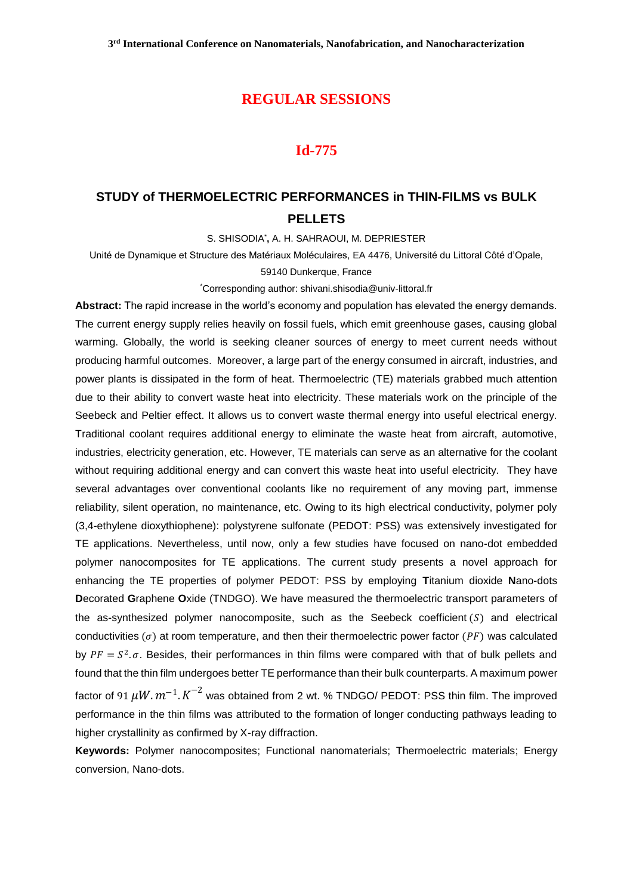## REGULAR SESSIONS

## Id-775

# STUDY of THERMOELECTRIC PERFORMANCES in THIN-FILMS vs BULK PELLETS

S. SHISODIA[*], A. H. SAHRAOUI, M. DEPRIESTER

Unité de Dynamique et Structure des Matériaux Moléculaires, EA 4476, Université du Littoral Côté d'Opale, 59140 Dunkerque, France

[*]Corresponding author: shivani.shisodia@univ-littoral.fr

**Abstract:** The rapid increase in the world's economy and population has elevated the energy demands. The current energy supply relies heavily on fossil fuels, which emit greenhouse gases, causing global warming. Globally, the world is seeking cleaner sources of energy to meet current needs without producing harmful outcomes. Moreover, a large part of the energy consumed in aircraft, industries, and power plants is dissipated in the form of heat. Thermoelectric (TE) materials grabbed much attention due to their ability to convert waste heat into electricity. These materials work on the principle of the Seebeck and Peltier effect. It allows us to convert waste thermal energy into useful electrical energy. Traditional coolant requires additional energy to eliminate the waste heat from aircraft, automotive, industries, electricity generation, etc. However, TE materials can serve as an alternative for the coolant without requiring additional energy and can convert this waste heat into useful electricity. They have several advantages over conventional coolants like no requirement of any moving part, immense reliability, silent operation, no maintenance, etc. Owing to its high electrical conductivity, polymer poly (3,4-ethylene dioxythiophene): polystyrene sulfonate (PEDOT: PSS) was extensively investigated for TE applications. Nevertheless, until now, only a few studies have focused on nano-dot embedded polymer nanocomposites for TE applications. The current study presents a novel approach for enhancing the TE properties of polymer PEDOT: PSS by employing **T**itanium dioxide **N**ano-dots **D**ecorated **G**raphene **O**xide (TNDGO). We have measured the thermoelectric transport parameters of the as-synthesized polymer nanocomposite, such as the Seebeck coefficient $(S)$ and electrical conductivities $(\sigma)$ at room temperature, and then their thermoelectric power factor $(PF)$ was calculated by $PF = S^2.\sigma$. Besides, their performances in thin films were compared with that of bulk pellets and found that the thin film undergoes better TE performance than their bulk counterparts. A maximum power factor of $91\ \mu W.m^{-1}.K^{-2}$ was obtained from 2 wt. % TNDGO/ PEDOT: PSS thin film. The improved performance in the thin films was attributed to the formation of longer conducting pathways leading to higher crystallinity as confirmed by X-ray diffraction.

**Keywords:** Polymer nanocomposites; Functional nanomaterials; Thermoelectric materials; Energy conversion, Nano-dots.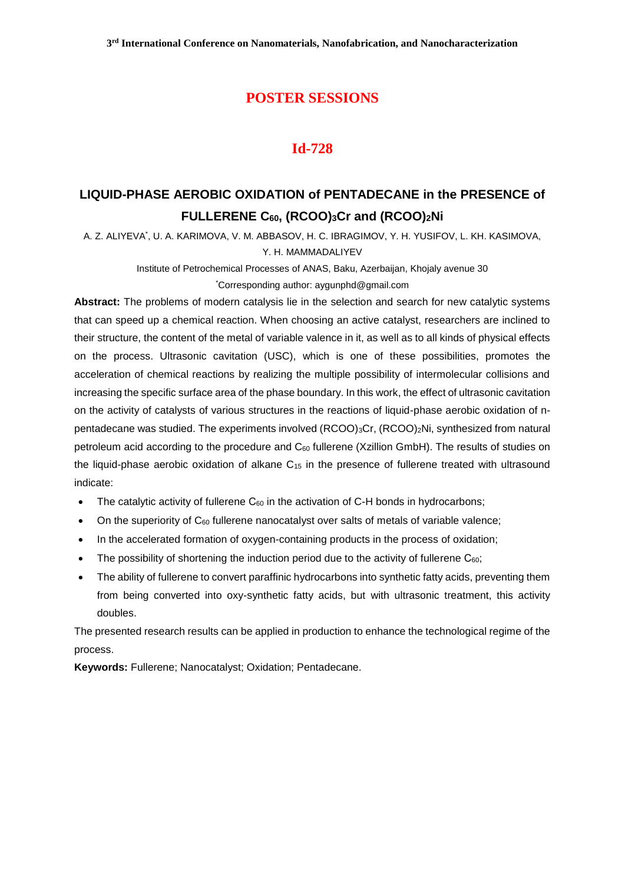# POSTER SESSIONS

## Id-728

### LIQUID-PHASE AEROBIC OXIDATION of PENTADECANE in the PRESENCE of FULLERENE $C_{60}$, $(RCOO)_3Cr$ and $(RCOO)_2Ni$

A. Z. ALIYEVA[*], U. A. KARIMOVA, V. M. ABBASOV, H. C. IBRAGIMOV, Y. H. YUSIFOV, L. KH. KASIMOVA, Y. H. MAMMADALIYEV

Institute of Petrochemical Processes of ANAS, Baku, Azerbaijan, Khojaly avenue 30

[*]Corresponding author: aygunphd@gmail.com

**Abstract:** The problems of modern catalysis lie in the selection and search for new catalytic systems that can speed up a chemical reaction. When choosing an active catalyst, researchers are inclined to their structure, the content of the metal of variable valence in it, as well as to all kinds of physical effects on the process. Ultrasonic cavitation (USC), which is one of these possibilities, promotes the acceleration of chemical reactions by realizing the multiple possibility of intermolecular collisions and increasing the specific surface area of the phase boundary. In this work, the effect of ultrasonic cavitation on the activity of catalysts of various structures in the reactions of liquid-phase aerobic oxidation of n-pentadecane was studied. The experiments involved $(RCOO)_3Cr$, $(RCOO)_2Ni$, synthesized from natural petroleum acid according to the procedure and $C_{60}$ fullerene (Xzillion GmbH). The results of studies on the liquid-phase aerobic oxidation of alkane $C_{15}$ in the presence of fullerene treated with ultrasound indicate:

- The catalytic activity of fullerene $C_{60}$ in the activation of C-H bonds in hydrocarbons;
- On the superiority of $C_{60}$ fullerene nanocatalyst over salts of metals of variable valence;
- In the accelerated formation of oxygen-containing products in the process of oxidation;
- The possibility of shortening the induction period due to the activity of fullerene $C_{60}$;
- The ability of fullerene to convert paraffinic hydrocarbons into synthetic fatty acids, preventing them from being converted into oxy-synthetic fatty acids, but with ultrasonic treatment, this activity doubles.

The presented research results can be applied in production to enhance the technological regime of the process.

**Keywords:** Fullerene; Nanocatalyst; Oxidation; Pentadecane.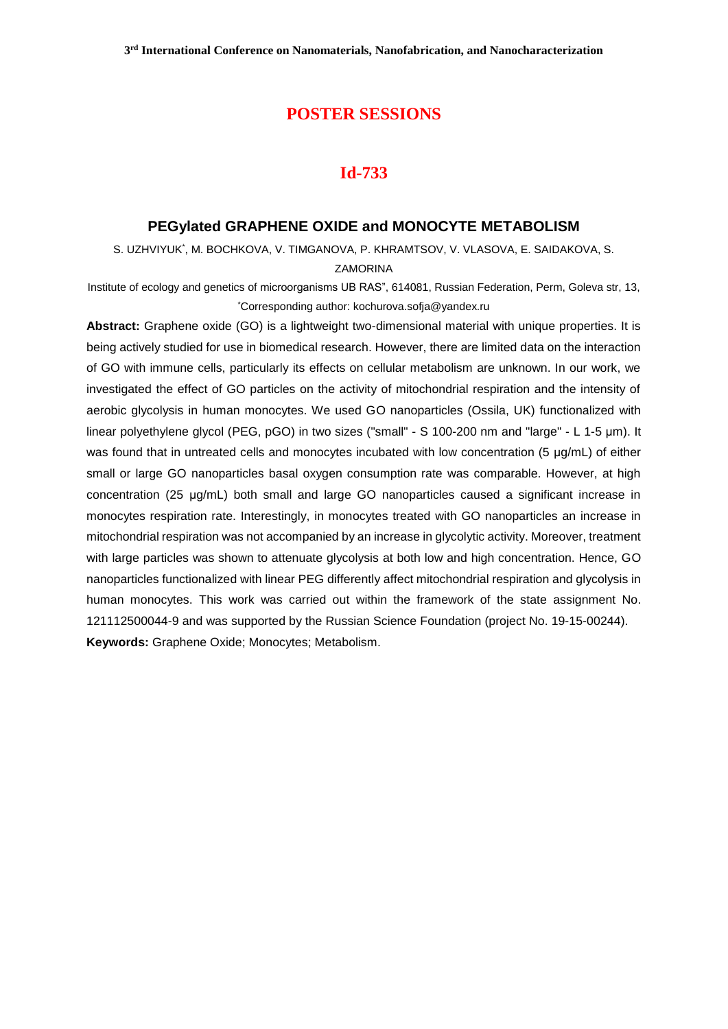# POSTER SESSIONS

## Id-733

### PEGylated GRAPHENE OXIDE and MONOCYTE METABOLISM

S. UZHVIYUK[*], M. BOCHKOVA, V. TIMGANOVA, P. KHRAMTSOV, V. VLASOVA, E. SAIDAKOVA, S. ZAMORINA

Institute of ecology and genetics of microorganisms UB RAS", 614081, Russian Federation, Perm, Goleva str, 13,
[*]Corresponding author: kochurova.sofja@yandex.ru

**Abstract:** Graphene oxide (GO) is a lightweight two-dimensional material with unique properties. It is being actively studied for use in biomedical research. However, there are limited data on the interaction of GO with immune cells, particularly its effects on cellular metabolism are unknown. In our work, we investigated the effect of GO particles on the activity of mitochondrial respiration and the intensity of aerobic glycolysis in human monocytes. We used GO nanoparticles (Ossila, UK) functionalized with linear polyethylene glycol (PEG, pGO) in two sizes ("small" - S 100-200 nm and "large" - L 1-5 μm). It was found that in untreated cells and monocytes incubated with low concentration (5 μg/mL) of either small or large GO nanoparticles basal oxygen consumption rate was comparable. However, at high concentration (25 μg/mL) both small and large GO nanoparticles caused a significant increase in monocytes respiration rate. Interestingly, in monocytes treated with GO nanoparticles an increase in mitochondrial respiration was not accompanied by an increase in glycolytic activity. Moreover, treatment with large particles was shown to attenuate glycolysis at both low and high concentration. Hence, GO nanoparticles functionalized with linear PEG differently affect mitochondrial respiration and glycolysis in human monocytes. This work was carried out within the framework of the state assignment No. 121112500044-9 and was supported by the Russian Science Foundation (project No. 19-15-00244).

**Keywords:** Graphene Oxide; Monocytes; Metabolism.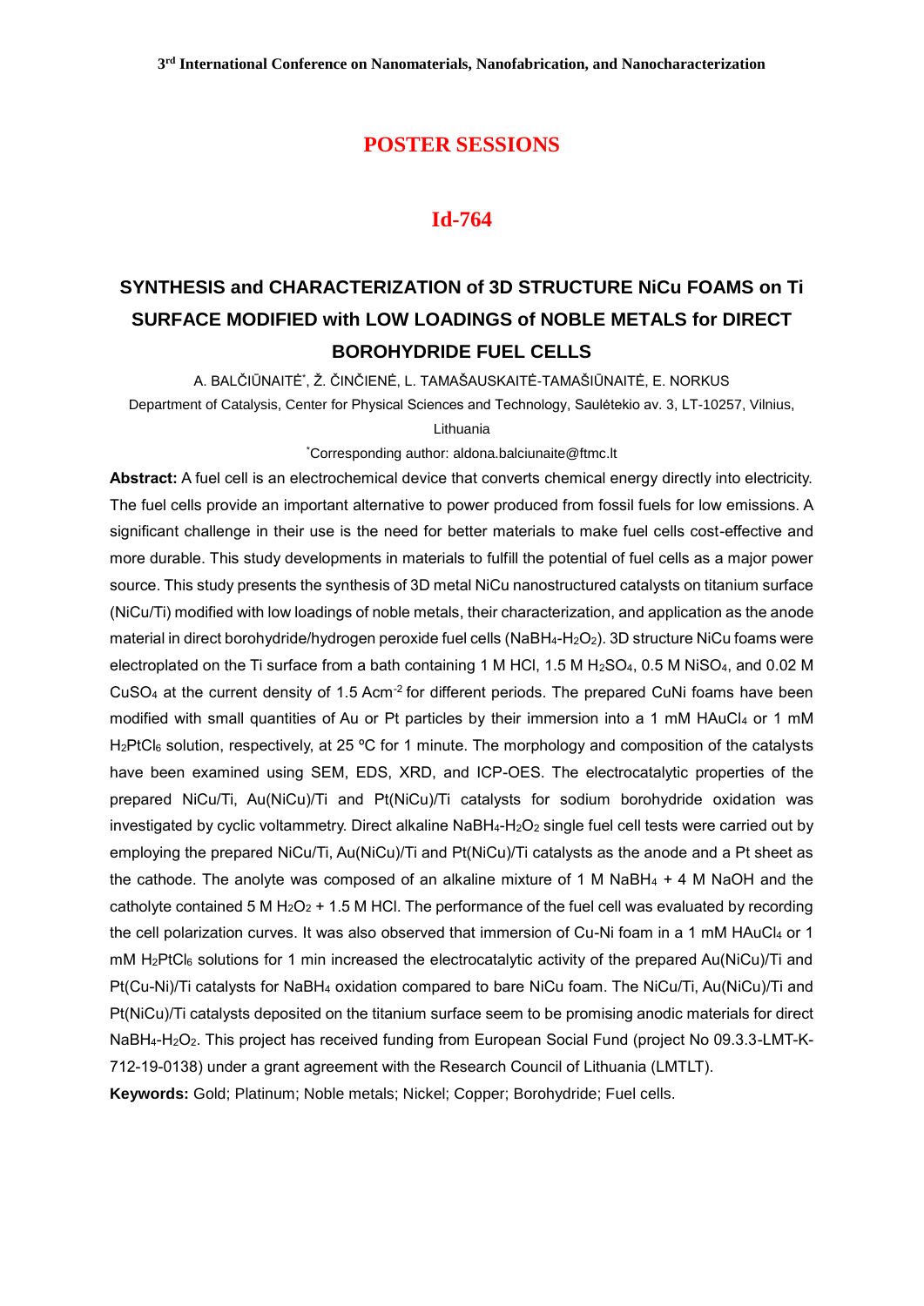## POSTER SESSIONS

## Id-764

# SYNTHESIS and CHARACTERIZATION of 3D STRUCTURE NiCu FOAMS on Ti SURFACE MODIFIED with LOW LOADINGS of NOBLE METALS for DIRECT BOROHYDRIDE FUEL CELLS

A. BALČIŪNAITĖ*, Ž. ČINČIENĖ, L. TAMAŠAUSKAITĖ-TAMAŠIŪNAITĖ, E. NORKUS

Department of Catalysis, Center for Physical Sciences and Technology, Saulėtekio av. 3, LT-10257, Vilnius, Lithuania

*Corresponding author: aldona.balciunaite@ftmc.lt

**Abstract:** A fuel cell is an electrochemical device that converts chemical energy directly into electricity. The fuel cells provide an important alternative to power produced from fossil fuels for low emissions. A significant challenge in their use is the need for better materials to make fuel cells cost-effective and more durable. This study developments in materials to fulfill the potential of fuel cells as a major power source. This study presents the synthesis of 3D metal NiCu nanostructured catalysts on titanium surface (NiCu/Ti) modified with low loadings of noble metals, their characterization, and application as the anode material in direct borohydride/hydrogen peroxide fuel cells ($NaBH_4$-$H_2O_2$). 3D structure NiCu foams were electroplated on the Ti surface from a bath containing 1 M HCl, 1.5 M $H_2SO_4$, 0.5 M $NiSO_4$, and 0.02 M $CuSO_4$ at the current density of 1.5 $Acm^{-2}$ for different periods. The prepared CuNi foams have been modified with small quantities of Au or Pt particles by their immersion into a 1 mM $HAuCl_4$ or 1 mM $H_2PtCl_6$ solution, respectively, at 25 ºC for 1 minute. The morphology and composition of the catalysts have been examined using SEM, EDS, XRD, and ICP-OES. The electrocatalytic properties of the prepared NiCu/Ti, Au(NiCu)/Ti and Pt(NiCu)/Ti catalysts for sodium borohydride oxidation was investigated by cyclic voltammetry. Direct alkaline $NaBH_4$-$H_2O_2$ single fuel cell tests were carried out by employing the prepared NiCu/Ti, Au(NiCu)/Ti and Pt(NiCu)/Ti catalysts as the anode and a Pt sheet as the cathode. The anolyte was composed of an alkaline mixture of 1 M $NaBH_4$ + 4 M NaOH and the catholyte contained 5 M $H_2O_2$ + 1.5 M HCl. The performance of the fuel cell was evaluated by recording the cell polarization curves. It was also observed that immersion of Cu-Ni foam in a 1 mM $HAuCl_4$ or 1 mM $H_2PtCl_6$ solutions for 1 min increased the electrocatalytic activity of the prepared Au(NiCu)/Ti and Pt(Cu-Ni)/Ti catalysts for $NaBH_4$ oxidation compared to bare NiCu foam. The NiCu/Ti, Au(NiCu)/Ti and Pt(NiCu)/Ti catalysts deposited on the titanium surface seem to be promising anodic materials for direct $NaBH_4$-$H_2O_2$. This project has received funding from European Social Fund (project No 09.3.3-LMT-K-712-19-0138) under a grant agreement with the Research Council of Lithuania (LMTLT).

**Keywords:** Gold; Platinum; Noble metals; Nickel; Copper; Borohydride; Fuel cells.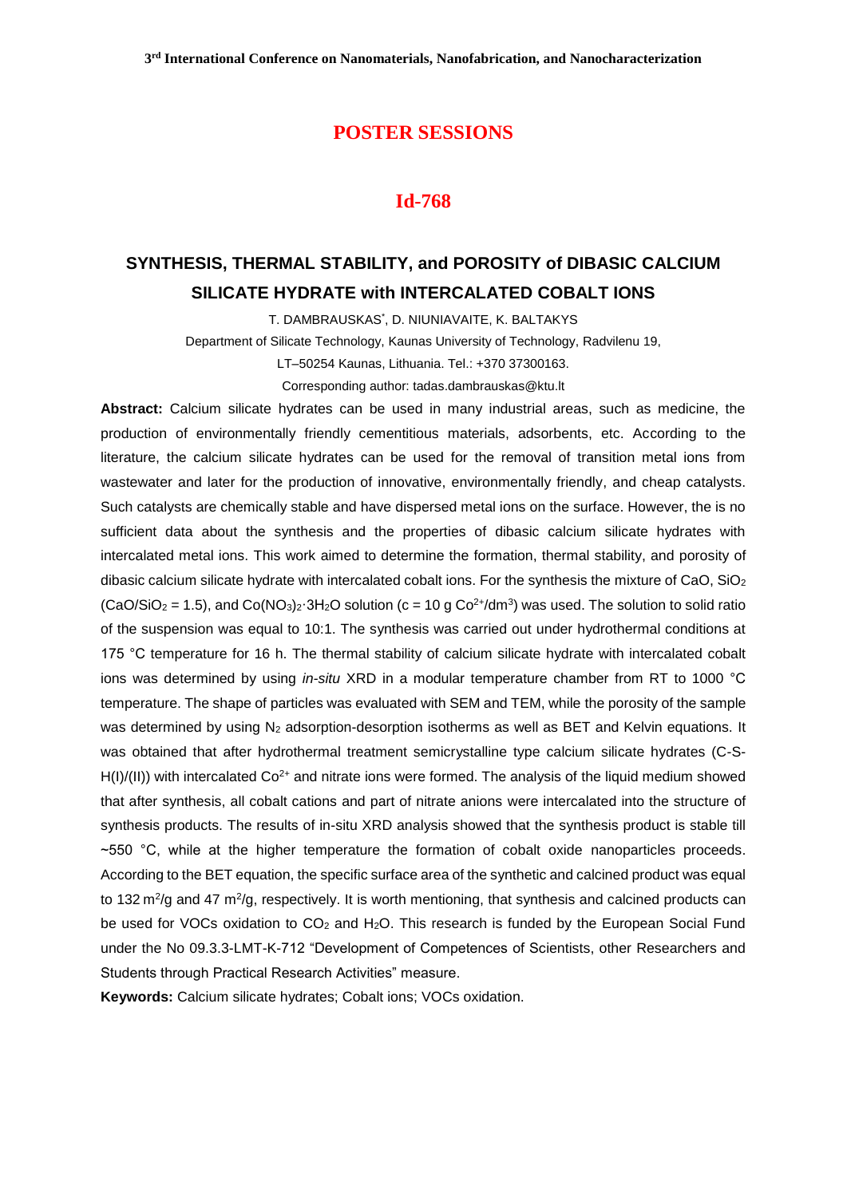## POSTER SESSIONS

## Id-768

# SYNTHESIS, THERMAL STABILITY, and POROSITY of DIBASIC CALCIUM SILICATE HYDRATE with INTERCALATED COBALT IONS

T. DAMBRAUSKAS*, D. NIUNIAVAITE, K. BALTAKYS

Department of Silicate Technology, Kaunas University of Technology, Radvilenu 19, LT–50254 Kaunas, Lithuania. Tel.: +370 37300163.

Corresponding author: tadas.dambrauskas@ktu.lt

**Abstract:** Calcium silicate hydrates can be used in many industrial areas, such as medicine, the production of environmentally friendly cementitious materials, adsorbents, etc. According to the literature, the calcium silicate hydrates can be used for the removal of transition metal ions from wastewater and later for the production of innovative, environmentally friendly, and cheap catalysts. Such catalysts are chemically stable and have dispersed metal ions on the surface. However, the is no sufficient data about the synthesis and the properties of dibasic calcium silicate hydrates with intercalated metal ions. This work aimed to determine the formation, thermal stability, and porosity of dibasic calcium silicate hydrate with intercalated cobalt ions. For the synthesis the mixture of CaO, $SiO_2$ ($CaO/SiO_2 = 1.5$), and $Co(NO_3)_2{\cdot}3H_2O$ solution ($c = 10$ g $Co^{2+}/dm^3$) was used. The solution to solid ratio of the suspension was equal to 10:1. The synthesis was carried out under hydrothermal conditions at 175 °C temperature for 16 h. The thermal stability of calcium silicate hydrate with intercalated cobalt ions was determined by using *in-situ* XRD in a modular temperature chamber from RT to 1000 °C temperature. The shape of particles was evaluated with SEM and TEM, while the porosity of the sample was determined by using $N_2$ adsorption-desorption isotherms as well as BET and Kelvin equations. It was obtained that after hydrothermal treatment semicrystalline type calcium silicate hydrates (C-S-H(I)/(II)) with intercalated $Co^{2+}$ and nitrate ions were formed. The analysis of the liquid medium showed that after synthesis, all cobalt cations and part of nitrate anions were intercalated into the structure of synthesis products. The results of in-situ XRD analysis showed that the synthesis product is stable till ~550 °C, while at the higher temperature the formation of cobalt oxide nanoparticles proceeds. According to the BET equation, the specific surface area of the synthetic and calcined product was equal to 132 $m^2/g$ and 47 $m^2/g$, respectively. It is worth mentioning, that synthesis and calcined products can be used for VOCs oxidation to $CO_2$ and $H_2O$. This research is funded by the European Social Fund under the No 09.3.3-LMT-K-712 "Development of Competences of Scientists, other Researchers and Students through Practical Research Activities" measure.

**Keywords:** Calcium silicate hydrates; Cobalt ions; VOCs oxidation.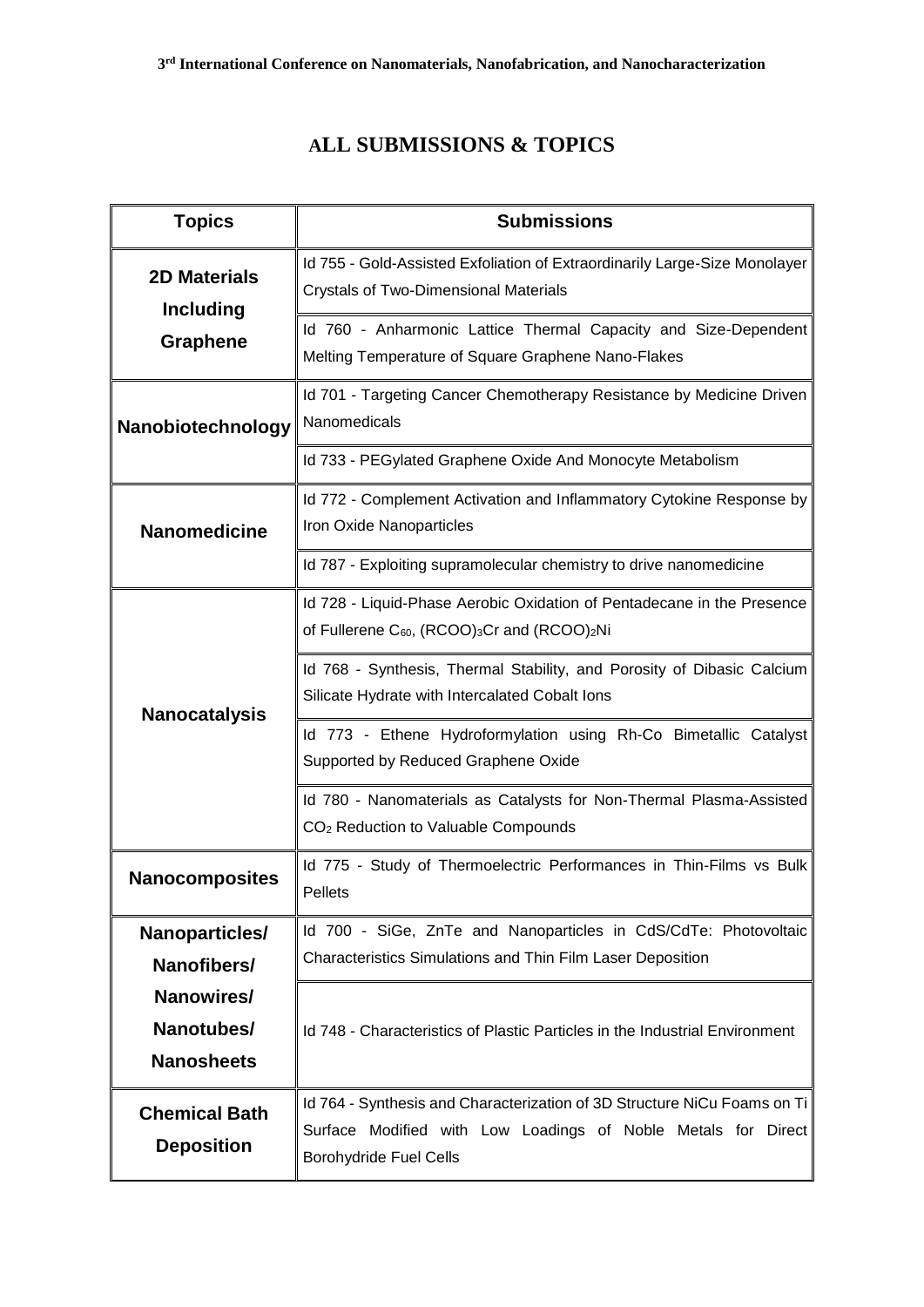## ALL SUBMISSIONS & TOPICS

| Topics | Submissions |
|---|---|
| **2D Materials Including Graphene** | Id 755 - Gold-Assisted Exfoliation of Extraordinarily Large-Size Monolayer Crystals of Two-Dimensional Materials |
| | Id 760 - Anharmonic Lattice Thermal Capacity and Size-Dependent Melting Temperature of Square Graphene Nano-Flakes |
| **Nanobiotechnology** | Id 701 - Targeting Cancer Chemotherapy Resistance by Medicine Driven Nanomedicals |
| | Id 733 - PEGylated Graphene Oxide And Monocyte Metabolism |
| **Nanomedicine** | Id 772 - Complement Activation and Inflammatory Cytokine Response by Iron Oxide Nanoparticles |
| | Id 787 - Exploiting supramolecular chemistry to drive nanomedicine |
| **Nanocatalysis** | Id 728 - Liquid-Phase Aerobic Oxidation of Pentadecane in the Presence of Fullerene $C_{60}$, $(RCOO)_3Cr$ and $(RCOO)_2Ni$ |
| | Id 768 - Synthesis, Thermal Stability, and Porosity of Dibasic Calcium Silicate Hydrate with Intercalated Cobalt Ions |
| | Id 773 - Ethene Hydroformylation using Rh-Co Bimetallic Catalyst Supported by Reduced Graphene Oxide |
| | Id 780 - Nanomaterials as Catalysts for Non-Thermal Plasma-Assisted $CO_2$ Reduction to Valuable Compounds |
| **Nanocomposites** | Id 775 - Study of Thermoelectric Performances in Thin-Films vs Bulk Pellets |
| **Nanoparticles/ Nanofibers/ Nanowires/ Nanotubes/ Nanosheets** | Id 700 - SiGe, ZnTe and Nanoparticles in CdS/CdTe: Photovoltaic Characteristics Simulations and Thin Film Laser Deposition |
| | Id 748 - Characteristics of Plastic Particles in the Industrial Environment |
| **Chemical Bath Deposition** | Id 764 - Synthesis and Characterization of 3D Structure NiCu Foams on Ti Surface Modified with Low Loadings of Noble Metals for Direct Borohydride Fuel Cells |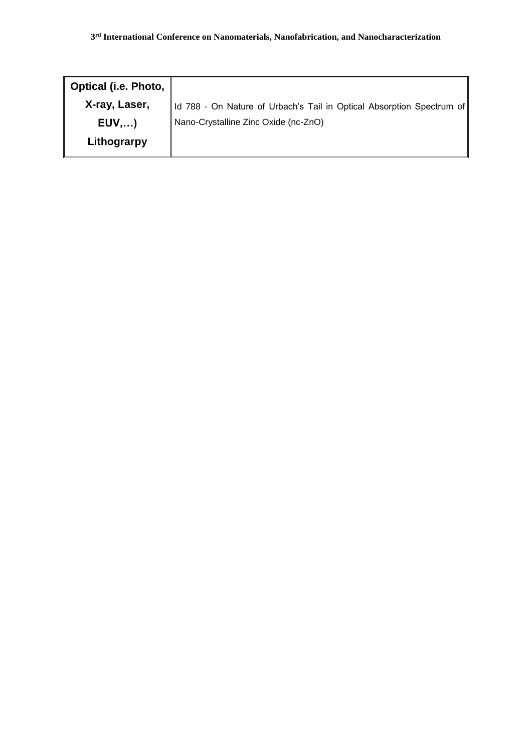| | |
|---|---|
| **Optical (i.e. Photo, X-ray, Laser, EUV,…) Lithograrpy** | Id 788 - On Nature of Urbach's Tail in Optical Absorption Spectrum of Nano-Crystalline Zinc Oxide (nc-ZnO) |